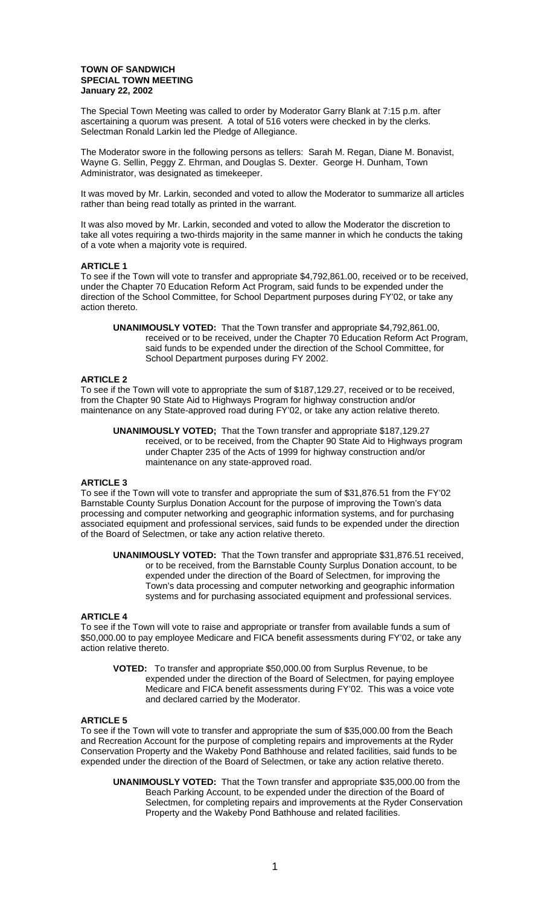**TOWN OF SANDWICH**
**SPECIAL TOWN MEETING**
**January 22, 2002**

The Special Town Meeting was called to order by Moderator Garry Blank at 7:15 p.m. after ascertaining a quorum was present. A total of 516 voters were checked in by the clerks. Selectman Ronald Larkin led the Pledge of Allegiance.

The Moderator swore in the following persons as tellers: Sarah M. Regan, Diane M. Bonavist, Wayne G. Sellin, Peggy Z. Ehrman, and Douglas S. Dexter. George H. Dunham, Town Administrator, was designated as timekeeper.

It was moved by Mr. Larkin, seconded and voted to allow the Moderator to summarize all articles rather than being read totally as printed in the warrant.

It was also moved by Mr. Larkin, seconded and voted to allow the Moderator the discretion to take all votes requiring a two-thirds majority in the same manner in which he conducts the taking of a vote when a majority vote is required.

**ARTICLE 1**
To see if the Town will vote to transfer and appropriate $4,792,861.00, received or to be received, under the Chapter 70 Education Reform Act Program, said funds to be expended under the direction of the School Committee, for School Department purposes during FY'02, or take any action thereto.

> **UNANIMOUSLY VOTED:** That the Town transfer and appropriate $4,792,861.00, received or to be received, under the Chapter 70 Education Reform Act Program, said funds to be expended under the direction of the School Committee, for School Department purposes during FY 2002.

**ARTICLE 2**
To see if the Town will vote to appropriate the sum of $187,129.27, received or to be received, from the Chapter 90 State Aid to Highways Program for highway construction and/or maintenance on any State-approved road during FY'02, or take any action relative thereto.

> **UNANIMOUSLY VOTED;** That the Town transfer and appropriate $187,129.27 received, or to be received, from the Chapter 90 State Aid to Highways program under Chapter 235 of the Acts of 1999 for highway construction and/or maintenance on any state-approved road.

**ARTICLE 3**
To see if the Town will vote to transfer and appropriate the sum of $31,876.51 from the FY'02 Barnstable County Surplus Donation Account for the purpose of improving the Town's data processing and computer networking and geographic information systems, and for purchasing associated equipment and professional services, said funds to be expended under the direction of the Board of Selectmen, or take any action relative thereto.

> **UNANIMOUSLY VOTED:** That the Town transfer and appropriate $31,876.51 received, or to be received, from the Barnstable County Surplus Donation account, to be expended under the direction of the Board of Selectmen, for improving the Town's data processing and computer networking and geographic information systems and for purchasing associated equipment and professional services.

**ARTICLE 4**
To see if the Town will vote to raise and appropriate or transfer from available funds a sum of $50,000.00 to pay employee Medicare and FICA benefit assessments during FY'02, or take any action relative thereto.

> **VOTED:** To transfer and appropriate $50,000.00 from Surplus Revenue, to be expended under the direction of the Board of Selectmen, for paying employee Medicare and FICA benefit assessments during FY'02. This was a voice vote and declared carried by the Moderator.

**ARTICLE 5**
To see if the Town will vote to transfer and appropriate the sum of $35,000.00 from the Beach and Recreation Account for the purpose of completing repairs and improvements at the Ryder Conservation Property and the Wakeby Pond Bathhouse and related facilities, said funds to be expended under the direction of the Board of Selectmen, or take any action relative thereto.

> **UNANIMOUSLY VOTED:** That the Town transfer and appropriate $35,000.00 from the Beach Parking Account, to be expended under the direction of the Board of Selectmen, for completing repairs and improvements at the Ryder Conservation Property and the Wakeby Pond Bathhouse and related facilities.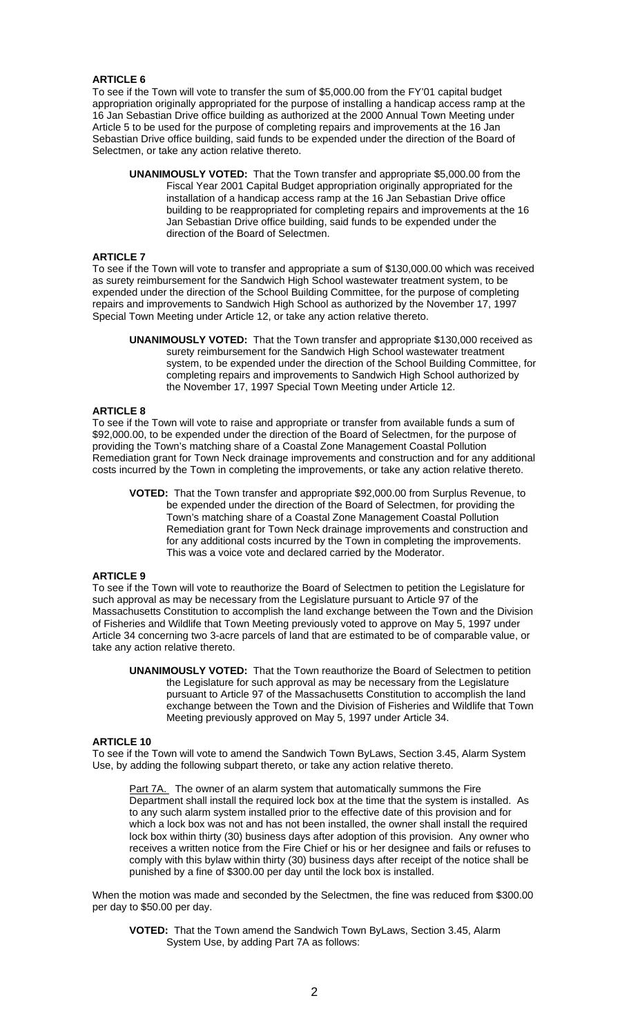**ARTICLE 6**

To see if the Town will vote to transfer the sum of $5,000.00 from the FY'01 capital budget appropriation originally appropriated for the purpose of installing a handicap access ramp at the 16 Jan Sebastian Drive office building as authorized at the 2000 Annual Town Meeting under Article 5 to be used for the purpose of completing repairs and improvements at the 16 Jan Sebastian Drive office building, said funds to be expended under the direction of the Board of Selectmen, or take any action relative thereto.

> **UNANIMOUSLY VOTED:** That the Town transfer and appropriate $5,000.00 from the Fiscal Year 2001 Capital Budget appropriation originally appropriated for the installation of a handicap access ramp at the 16 Jan Sebastian Drive office building to be reappropriated for completing repairs and improvements at the 16 Jan Sebastian Drive office building, said funds to be expended under the direction of the Board of Selectmen.

**ARTICLE 7**

To see if the Town will vote to transfer and appropriate a sum of $130,000.00 which was received as surety reimbursement for the Sandwich High School wastewater treatment system, to be expended under the direction of the School Building Committee, for the purpose of completing repairs and improvements to Sandwich High School as authorized by the November 17, 1997 Special Town Meeting under Article 12, or take any action relative thereto.

> **UNANIMOUSLY VOTED:** That the Town transfer and appropriate $130,000 received as surety reimbursement for the Sandwich High School wastewater treatment system, to be expended under the direction of the School Building Committee, for completing repairs and improvements to Sandwich High School authorized by the November 17, 1997 Special Town Meeting under Article 12.

**ARTICLE 8**

To see if the Town will vote to raise and appropriate or transfer from available funds a sum of $92,000.00, to be expended under the direction of the Board of Selectmen, for the purpose of providing the Town's matching share of a Coastal Zone Management Coastal Pollution Remediation grant for Town Neck drainage improvements and construction and for any additional costs incurred by the Town in completing the improvements, or take any action relative thereto.

> **VOTED:** That the Town transfer and appropriate $92,000.00 from Surplus Revenue, to be expended under the direction of the Board of Selectmen, for providing the Town's matching share of a Coastal Zone Management Coastal Pollution Remediation grant for Town Neck drainage improvements and construction and for any additional costs incurred by the Town in completing the improvements. This was a voice vote and declared carried by the Moderator.

**ARTICLE 9**

To see if the Town will vote to reauthorize the Board of Selectmen to petition the Legislature for such approval as may be necessary from the Legislature pursuant to Article 97 of the Massachusetts Constitution to accomplish the land exchange between the Town and the Division of Fisheries and Wildlife that Town Meeting previously voted to approve on May 5, 1997 under Article 34 concerning two 3-acre parcels of land that are estimated to be of comparable value, or take any action relative thereto.

> **UNANIMOUSLY VOTED:** That the Town reauthorize the Board of Selectmen to petition the Legislature for such approval as may be necessary from the Legislature pursuant to Article 97 of the Massachusetts Constitution to accomplish the land exchange between the Town and the Division of Fisheries and Wildlife that Town Meeting previously approved on May 5, 1997 under Article 34.

**ARTICLE 10**

To see if the Town will vote to amend the Sandwich Town ByLaws, Section 3.45, Alarm System Use, by adding the following subpart thereto, or take any action relative thereto.

> Part 7A. The owner of an alarm system that automatically summons the Fire Department shall install the required lock box at the time that the system is installed. As to any such alarm system installed prior to the effective date of this provision and for which a lock box was not and has not been installed, the owner shall install the required lock box within thirty (30) business days after adoption of this provision. Any owner who receives a written notice from the Fire Chief or his or her designee and fails or refuses to comply with this bylaw within thirty (30) business days after receipt of the notice shall be punished by a fine of $300.00 per day until the lock box is installed.

When the motion was made and seconded by the Selectmen, the fine was reduced from $300.00 per day to $50.00 per day.

> **VOTED:** That the Town amend the Sandwich Town ByLaws, Section 3.45, Alarm System Use, by adding Part 7A as follows: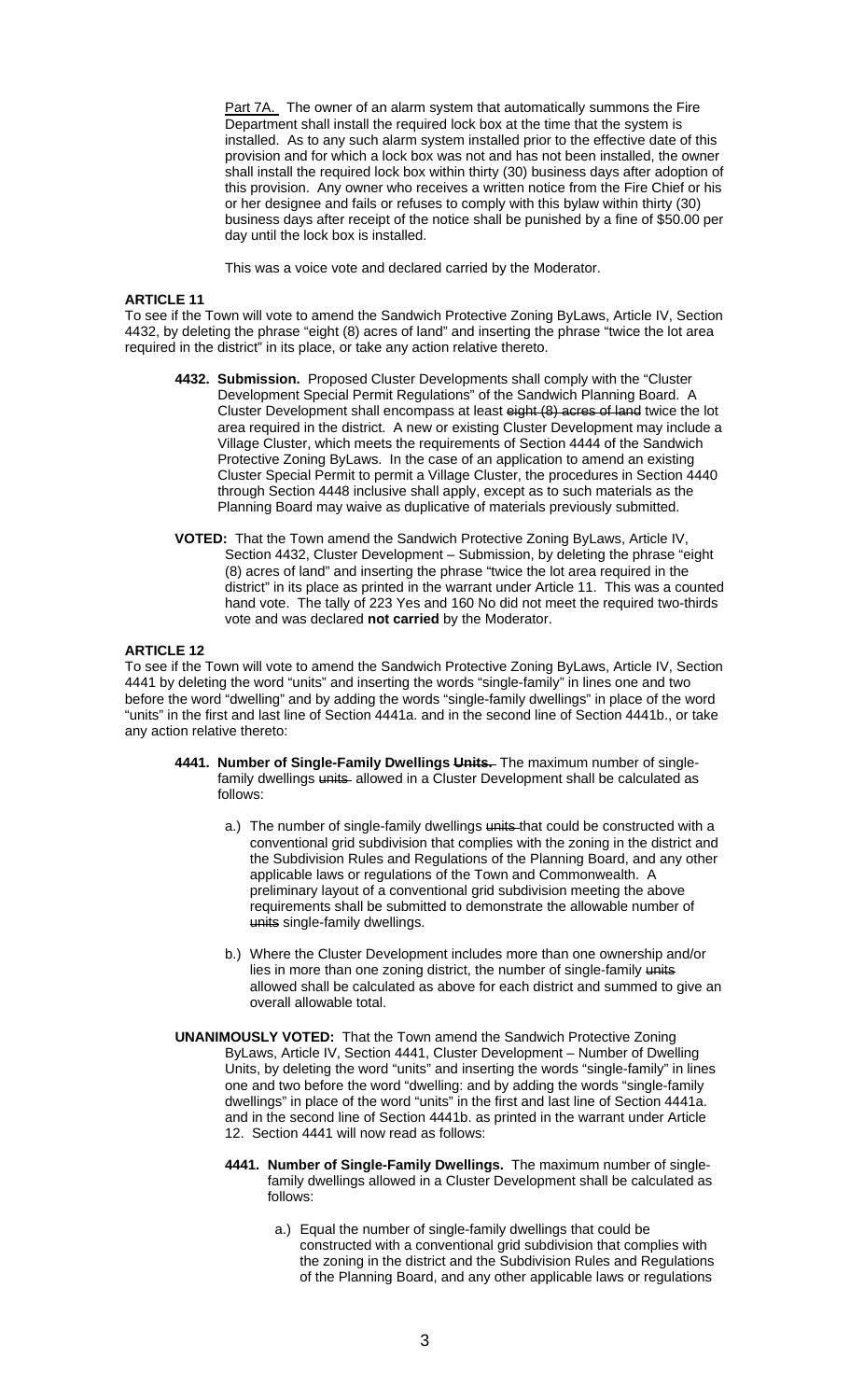Part 7A. The owner of an alarm system that automatically summons the Fire Department shall install the required lock box at the time that the system is installed. As to any such alarm system installed prior to the effective date of this provision and for which a lock box was not and has not been installed, the owner shall install the required lock box within thirty (30) business days after adoption of this provision. Any owner who receives a written notice from the Fire Chief or his or her designee and fails or refuses to comply with this bylaw within thirty (30) business days after receipt of the notice shall be punished by a fine of $50.00 per day until the lock box is installed.

This was a voice vote and declared carried by the Moderator.

**ARTICLE 11**

To see if the Town will vote to amend the Sandwich Protective Zoning ByLaws, Article IV, Section 4432, by deleting the phrase "eight (8) acres of land" and inserting the phrase "twice the lot area required in the district" in its place, or take any action relative thereto.

**4432. Submission.** Proposed Cluster Developments shall comply with the "Cluster Development Special Permit Regulations" of the Sandwich Planning Board. A Cluster Development shall encompass at least ~~eight (8) acres of land~~ twice the lot area required in the district. A new or existing Cluster Development may include a Village Cluster, which meets the requirements of Section 4444 of the Sandwich Protective Zoning ByLaws. In the case of an application to amend an existing Cluster Special Permit to permit a Village Cluster, the procedures in Section 4440 through Section 4448 inclusive shall apply, except as to such materials as the Planning Board may waive as duplicative of materials previously submitted.

**VOTED:** That the Town amend the Sandwich Protective Zoning ByLaws, Article IV, Section 4432, Cluster Development – Submission, by deleting the phrase "eight (8) acres of land" and inserting the phrase "twice the lot area required in the district" in its place as printed in the warrant under Article 11. This was a counted hand vote. The tally of 223 Yes and 160 No did not meet the required two-thirds vote and was declared **not carried** by the Moderator.

**ARTICLE 12**

To see if the Town will vote to amend the Sandwich Protective Zoning ByLaws, Article IV, Section 4441 by deleting the word "units" and inserting the words "single-family" in lines one and two before the word "dwelling" and by adding the words "single-family dwellings" in place of the word "units" in the first and last line of Section 4441a. and in the second line of Section 4441b., or take any action relative thereto:

**4441. Number of Single-Family Dwellings ~~Units.~~** The maximum number of single-family dwellings ~~units~~ allowed in a Cluster Development shall be calculated as follows:

a.) The number of single-family dwellings ~~units~~ that could be constructed with a conventional grid subdivision that complies with the zoning in the district and the Subdivision Rules and Regulations of the Planning Board, and any other applicable laws or regulations of the Town and Commonwealth. A preliminary layout of a conventional grid subdivision meeting the above requirements shall be submitted to demonstrate the allowable number of ~~units~~ single-family dwellings.

b.) Where the Cluster Development includes more than one ownership and/or lies in more than one zoning district, the number of single-family ~~units~~ allowed shall be calculated as above for each district and summed to give an overall allowable total.

**UNANIMOUSLY VOTED:** That the Town amend the Sandwich Protective Zoning ByLaws, Article IV, Section 4441, Cluster Development – Number of Dwelling Units, by deleting the word "units" and inserting the words "single-family" in lines one and two before the word "dwelling: and by adding the words "single-family dwellings" in place of the word "units" in the first and last line of Section 4441a. and in the second line of Section 4441b. as printed in the warrant under Article 12. Section 4441 will now read as follows:

**4441. Number of Single-Family Dwellings.** The maximum number of single-family dwellings allowed in a Cluster Development shall be calculated as follows:

a.) Equal the number of single-family dwellings that could be constructed with a conventional grid subdivision that complies with the zoning in the district and the Subdivision Rules and Regulations of the Planning Board, and any other applicable laws or regulations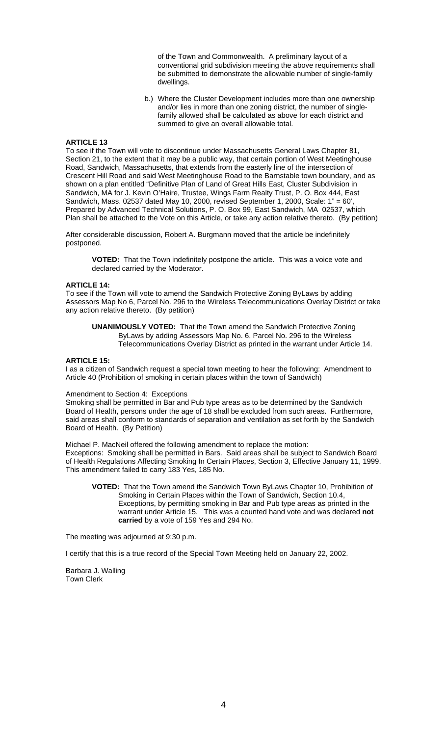of the Town and Commonwealth. A preliminary layout of a conventional grid subdivision meeting the above requirements shall be submitted to demonstrate the allowable number of single-family dwellings.

b.) Where the Cluster Development includes more than one ownership and/or lies in more than one zoning district, the number of single-family allowed shall be calculated as above for each district and summed to give an overall allowable total.

**ARTICLE 13**

To see if the Town will vote to discontinue under Massachusetts General Laws Chapter 81, Section 21, to the extent that it may be a public way, that certain portion of West Meetinghouse Road, Sandwich, Massachusetts, that extends from the easterly line of the intersection of Crescent Hill Road and said West Meetinghouse Road to the Barnstable town boundary, and as shown on a plan entitled "Definitive Plan of Land of Great Hills East, Cluster Subdivision in Sandwich, MA for J. Kevin O'Haire, Trustee, Wings Farm Realty Trust, P. O. Box 444, East Sandwich, Mass. 02537 dated May 10, 2000, revised September 1, 2000, Scale: 1" = 60', Prepared by Advanced Technical Solutions, P. O. Box 99, East Sandwich, MA 02537, which Plan shall be attached to the Vote on this Article, or take any action relative thereto. (By petition)

After considerable discussion, Robert A. Burgmann moved that the article be indefinitely postponed.

**VOTED:** That the Town indefinitely postpone the article. This was a voice vote and declared carried by the Moderator.

**ARTICLE 14:**

To see if the Town will vote to amend the Sandwich Protective Zoning ByLaws by adding Assessors Map No 6, Parcel No. 296 to the Wireless Telecommunications Overlay District or take any action relative thereto. (By petition)

**UNANIMOUSLY VOTED:** That the Town amend the Sandwich Protective Zoning ByLaws by adding Assessors Map No. 6, Parcel No. 296 to the Wireless Telecommunications Overlay District as printed in the warrant under Article 14.

**ARTICLE 15:**

I as a citizen of Sandwich request a special town meeting to hear the following: Amendment to Article 40 (Prohibition of smoking in certain places within the town of Sandwich)

Amendment to Section 4: Exceptions

Smoking shall be permitted in Bar and Pub type areas as to be determined by the Sandwich Board of Health, persons under the age of 18 shall be excluded from such areas. Furthermore, said areas shall conform to standards of separation and ventilation as set forth by the Sandwich Board of Health. (By Petition)

Michael P. MacNeil offered the following amendment to replace the motion:
Exceptions: Smoking shall be permitted in Bars. Said areas shall be subject to Sandwich Board of Health Regulations Affecting Smoking In Certain Places, Section 3, Effective January 11, 1999. This amendment failed to carry 183 Yes, 185 No.

**VOTED:** That the Town amend the Sandwich Town ByLaws Chapter 10, Prohibition of Smoking in Certain Places within the Town of Sandwich, Section 10.4, Exceptions, by permitting smoking in Bar and Pub type areas as printed in the warrant under Article 15. This was a counted hand vote and was declared **not carried** by a vote of 159 Yes and 294 No.

The meeting was adjourned at 9:30 p.m.

I certify that this is a true record of the Special Town Meeting held on January 22, 2002.

Barbara J. Walling
Town Clerk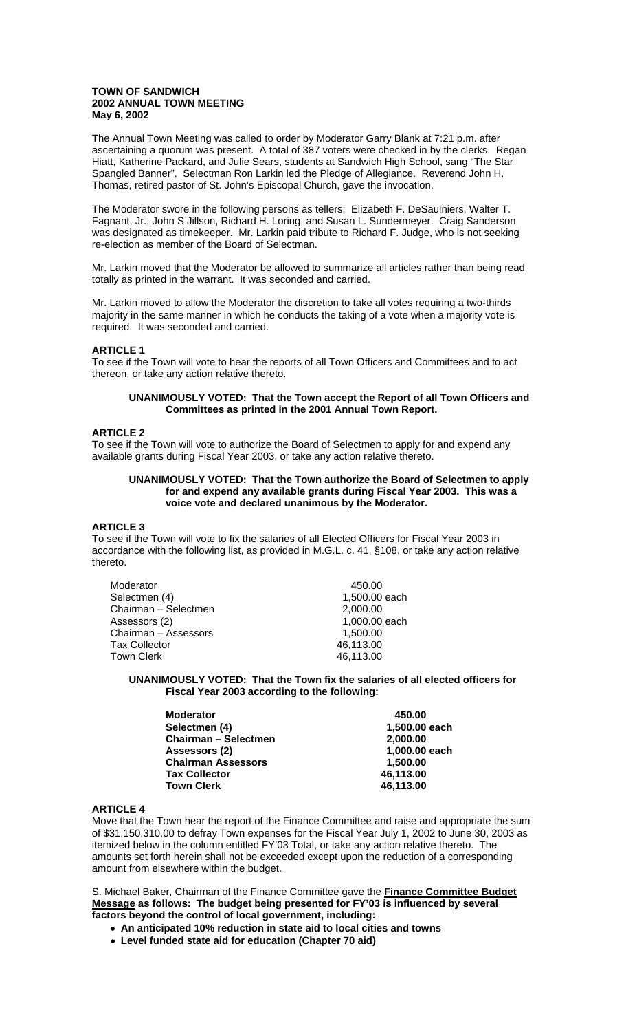**TOWN OF SANDWICH**
**2002 ANNUAL TOWN MEETING**
**May 6, 2002**

The Annual Town Meeting was called to order by Moderator Garry Blank at 7:21 p.m. after ascertaining a quorum was present. A total of 387 voters were checked in by the clerks. Regan Hiatt, Katherine Packard, and Julie Sears, students at Sandwich High School, sang "The Star Spangled Banner". Selectman Ron Larkin led the Pledge of Allegiance. Reverend John H. Thomas, retired pastor of St. John's Episcopal Church, gave the invocation.

The Moderator swore in the following persons as tellers: Elizabeth F. DeSaulniers, Walter T. Fagnant, Jr., John S Jillson, Richard H. Loring, and Susan L. Sundermeyer. Craig Sanderson was designated as timekeeper. Mr. Larkin paid tribute to Richard F. Judge, who is not seeking re-election as member of the Board of Selectman.

Mr. Larkin moved that the Moderator be allowed to summarize all articles rather than being read totally as printed in the warrant. It was seconded and carried.

Mr. Larkin moved to allow the Moderator the discretion to take all votes requiring a two-thirds majority in the same manner in which he conducts the taking of a vote when a majority vote is required. It was seconded and carried.

**ARTICLE 1**

To see if the Town will vote to hear the reports of all Town Officers and Committees and to act thereon, or take any action relative thereto.

> **UNANIMOUSLY VOTED: That the Town accept the Report of all Town Officers and Committees as printed in the 2001 Annual Town Report.**

**ARTICLE 2**

To see if the Town will vote to authorize the Board of Selectmen to apply for and expend any available grants during Fiscal Year 2003, or take any action relative thereto.

> **UNANIMOUSLY VOTED: That the Town authorize the Board of Selectmen to apply for and expend any available grants during Fiscal Year 2003. This was a voice vote and declared unanimous by the Moderator.**

**ARTICLE 3**

To see if the Town will vote to fix the salaries of all Elected Officers for Fiscal Year 2003 in accordance with the following list, as provided in M.G.L. c. 41, §108, or take any action relative thereto.

| | |
|---|---|
| Moderator | 450.00 |
| Selectmen (4) | 1,500.00 each |
| Chairman – Selectmen | 2,000.00 |
| Assessors (2) | 1,000.00 each |
| Chairman – Assessors | 1,500.00 |
| Tax Collector | 46,113.00 |
| Town Clerk | 46,113.00 |

> **UNANIMOUSLY VOTED: That the Town fix the salaries of all elected officers for Fiscal Year 2003 according to the following:**

| | |
|---|---|
| **Moderator** | **450.00** |
| **Selectmen (4)** | **1,500.00 each** |
| **Chairman – Selectmen** | **2,000.00** |
| **Assessors (2)** | **1,000.00 each** |
| **Chairman Assessors** | **1,500.00** |
| **Tax Collector** | **46,113.00** |
| **Town Clerk** | **46,113.00** |

**ARTICLE 4**

Move that the Town hear the report of the Finance Committee and raise and appropriate the sum of $31,150,310.00 to defray Town expenses for the Fiscal Year July 1, 2002 to June 30, 2003 as itemized below in the column entitled FY'03 Total, or take any action relative thereto. The amounts set forth herein shall not be exceeded except upon the reduction of a corresponding amount from elsewhere within the budget.

S. Michael Baker, Chairman of the Finance Committee gave the **Finance Committee Budget Message as follows: The budget being presented for FY'03 is influenced by several factors beyond the control of local government, including:**

- **An anticipated 10% reduction in state aid to local cities and towns**
- **Level funded state aid for education (Chapter 70 aid)**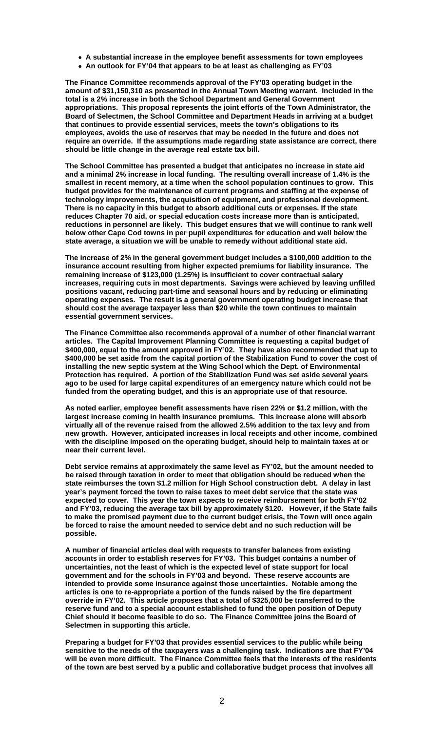- **A substantial increase in the employee benefit assessments for town employees**
- **An outlook for FY'04 that appears to be at least as challenging as FY'03**

**The Finance Committee recommends approval of the FY'03 operating budget in the amount of $31,150,310 as presented in the Annual Town Meeting warrant. Included in the total is a 2% increase in both the School Department and General Government appropriations. This proposal represents the joint efforts of the Town Administrator, the Board of Selectmen, the School Committee and Department Heads in arriving at a budget that continues to provide essential services, meets the town's obligations to its employees, avoids the use of reserves that may be needed in the future and does not require an override. If the assumptions made regarding state assistance are correct, there should be little change in the average real estate tax bill.**

**The School Committee has presented a budget that anticipates no increase in state aid and a minimal 2% increase in local funding. The resulting overall increase of 1.4% is the smallest in recent memory, at a time when the school population continues to grow. This budget provides for the maintenance of current programs and staffing at the expense of technology improvements, the acquisition of equipment, and professional development. There is no capacity in this budget to absorb additional cuts or expenses. If the state reduces Chapter 70 aid, or special education costs increase more than is anticipated, reductions in personnel are likely. This budget ensures that we will continue to rank well below other Cape Cod towns in per pupil expenditures for education and well below the state average, a situation we will be unable to remedy without additional state aid.**

**The increase of 2% in the general government budget includes a $100,000 addition to the insurance account resulting from higher expected premiums for liability insurance. The remaining increase of $123,000 (1.25%) is insufficient to cover contractual salary increases, requiring cuts in most departments. Savings were achieved by leaving unfilled positions vacant, reducing part-time and seasonal hours and by reducing or eliminating operating expenses. The result is a general government operating budget increase that should cost the average taxpayer less than $20 while the town continues to maintain essential government services.**

**The Finance Committee also recommends approval of a number of other financial warrant articles. The Capital Improvement Planning Committee is requesting a capital budget of $400,000, equal to the amount approved in FY'02. They have also recommended that up to $400,000 be set aside from the capital portion of the Stabilization Fund to cover the cost of installing the new septic system at the Wing School which the Dept. of Environmental Protection has required. A portion of the Stabilization Fund was set aside several years ago to be used for large capital expenditures of an emergency nature which could not be funded from the operating budget, and this is an appropriate use of that resource.**

**As noted earlier, employee benefit assessments have risen 22% or $1.2 million, with the largest increase coming in health insurance premiums. This increase alone will absorb virtually all of the revenue raised from the allowed 2.5% addition to the tax levy and from new growth. However, anticipated increases in local receipts and other income, combined with the discipline imposed on the operating budget, should help to maintain taxes at or near their current level.**

**Debt service remains at approximately the same level as FY'02, but the amount needed to be raised through taxation in order to meet that obligation should be reduced when the state reimburses the town $1.2 million for High School construction debt. A delay in last year's payment forced the town to raise taxes to meet debt service that the state was expected to cover. This year the town expects to receive reimbursement for both FY'02 and FY'03, reducing the average tax bill by approximately $120. However, if the State fails to make the promised payment due to the current budget crisis, the Town will once again be forced to raise the amount needed to service debt and no such reduction will be possible.**

**A number of financial articles deal with requests to transfer balances from existing accounts in order to establish reserves for FY'03. This budget contains a number of uncertainties, not the least of which is the expected level of state support for local government and for the schools in FY'03 and beyond. These reserve accounts are intended to provide some insurance against those uncertainties. Notable among the articles is one to re-appropriate a portion of the funds raised by the fire department override in FY'02. This article proposes that a total of $325,000 be transferred to the reserve fund and to a special account established to fund the open position of Deputy Chief should it become feasible to do so. The Finance Committee joins the Board of Selectmen in supporting this article.**

**Preparing a budget for FY'03 that provides essential services to the public while being sensitive to the needs of the taxpayers was a challenging task. Indications are that FY'04 will be even more difficult. The Finance Committee feels that the interests of the residents of the town are best served by a public and collaborative budget process that involves all**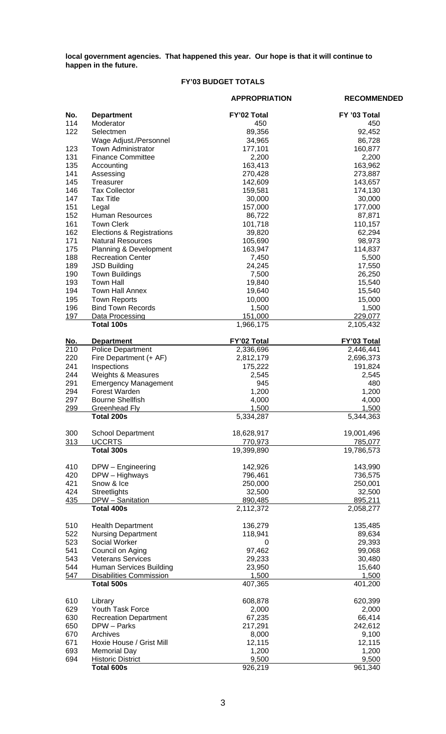**local government agencies. That happened this year. Our hope is that it will continue to happen in the future.**

## FY'03 BUDGET TOTALS

| No. | Department | APPROPRIATION FY'02 Total | RECOMMENDED FY '03 Total |
|---|---|---|---|
| 114 | Moderator | 450 | 450 |
| 122 | Selectmen | 89,356 | 92,452 |
| | Wage Adjust./Personnel | 34,965 | 86,728 |
| 123 | Town Administrator | 177,101 | 160,877 |
| 131 | Finance Committee | 2,200 | 2,200 |
| 135 | Accounting | 163,413 | 163,962 |
| 141 | Assessing | 270,428 | 273,887 |
| 145 | Treasurer | 142,609 | 143,657 |
| 146 | Tax Collector | 159,581 | 174,130 |
| 147 | Tax Title | 30,000 | 30,000 |
| 151 | Legal | 157,000 | 177,000 |
| 152 | Human Resources | 86,722 | 87,871 |
| 161 | Town Clerk | 101,718 | 110,157 |
| 162 | Elections & Registrations | 39,820 | 62,294 |
| 171 | Natural Resources | 105,690 | 98,973 |
| 175 | Planning & Development | 163,947 | 114,837 |
| 188 | Recreation Center | 7,450 | 5,500 |
| 189 | JSD Building | 24,245 | 17,550 |
| 190 | Town Buildings | 7,500 | 26,250 |
| 193 | Town Hall | 19,840 | 15,540 |
| 194 | Town Hall Annex | 19,640 | 15,540 |
| 195 | Town Reports | 10,000 | 15,000 |
| 196 | Bind Town Records | 1,500 | 1,500 |
| 197 | Data Processing | 151,000 | 229,077 |
| | **Total 100s** | 1,966,175 | 2,105,432 |

| No. | Department | FY'02 Total | FY'03 Total |
|---|---|---|---|
| 210 | Police Department | 2,336,696 | 2,446,441 |
| 220 | Fire Department (+ AF) | 2,812,179 | 2,696,373 |
| 241 | Inspections | 175,222 | 191,824 |
| 244 | Weights & Measures | 2,545 | 2,545 |
| 291 | Emergency Management | 945 | 480 |
| 294 | Forest Warden | 1,200 | 1,200 |
| 297 | Bourne Shellfish | 4,000 | 4,000 |
| 299 | Greenhead Fly | 1,500 | 1,500 |
| | **Total 200s** | 5,334,287 | 5,344,363 |
| | | | |
| 300 | School Department | 18,628,917 | 19,001,496 |
| 313 | UCCRTS | 770,973 | 785,077 |
| | **Total 300s** | 19,399,890 | 19,786,573 |
| | | | |
| 410 | DPW – Engineering | 142,926 | 143,990 |
| 420 | DPW – Highways | 796,461 | 736,575 |
| 421 | Snow & Ice | 250,000 | 250,001 |
| 424 | Streetlights | 32,500 | 32,500 |
| 435 | DPW – Sanitation | 890,485 | 895,211 |
| | **Total 400s** | 2,112,372 | 2,058,277 |
| | | | |
| 510 | Health Department | 136,279 | 135,485 |
| 522 | Nursing Department | 118,941 | 89,634 |
| 523 | Social Worker | 0 | 29,393 |
| 541 | Council on Aging | 97,462 | 99,068 |
| 543 | Veterans Services | 29,233 | 30,480 |
| 544 | Human Services Building | 23,950 | 15,640 |
| 547 | Disabilities Commission | 1,500 | 1,500 |
| | **Total 500s** | 407,365 | 401,200 |
| | | | |
| 610 | Library | 608,878 | 620,399 |
| 629 | Youth Task Force | 2,000 | 2,000 |
| 630 | Recreation Department | 67,235 | 66,414 |
| 650 | DPW – Parks | 217,291 | 242,612 |
| 670 | Archives | 8,000 | 9,100 |
| 671 | Hoxie House / Grist Mill | 12,115 | 12,115 |
| 693 | Memorial Day | 1,200 | 1,200 |
| 694 | Historic District | 9,500 | 9,500 |
| | **Total 600s** | 926,219 | 961,340 |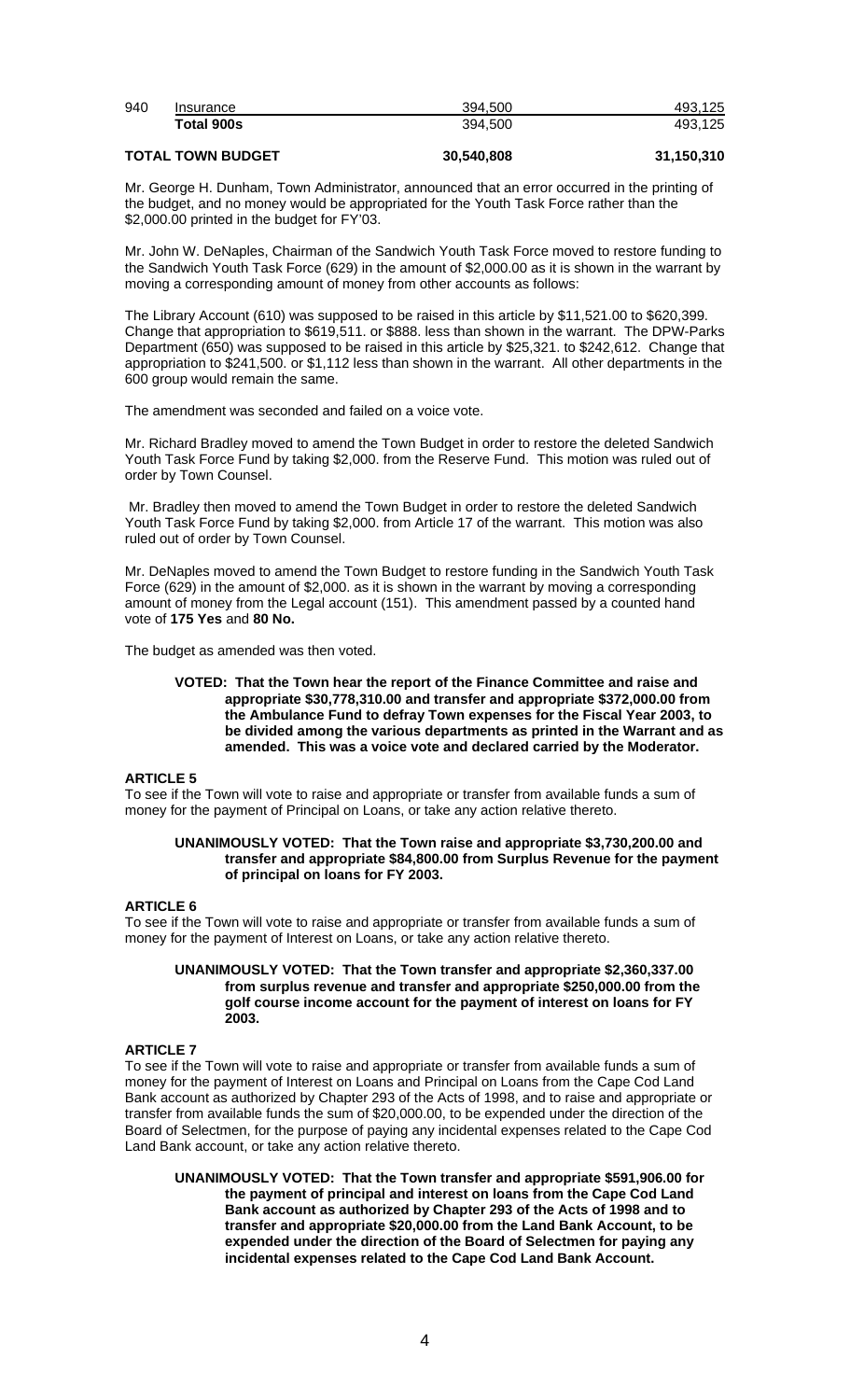| | | | |
|---|---|---|---|
| 940 | Insurance | 394,500 | 493,125 |
| | **Total 900s** | 394,500 | 493,125 |
| | **TOTAL TOWN BUDGET** | **30,540,808** | **31,150,310** |

Mr. George H. Dunham, Town Administrator, announced that an error occurred in the printing of the budget, and no money would be appropriated for the Youth Task Force rather than the $2,000.00 printed in the budget for FY'03.

Mr. John W. DeNaples, Chairman of the Sandwich Youth Task Force moved to restore funding to the Sandwich Youth Task Force (629) in the amount of $2,000.00 as it is shown in the warrant by moving a corresponding amount of money from other accounts as follows:

The Library Account (610) was supposed to be raised in this article by $11,521.00 to $620,399. Change that appropriation to $619,511. or $888. less than shown in the warrant. The DPW-Parks Department (650) was supposed to be raised in this article by $25,321. to $242,612. Change that appropriation to $241,500. or $1,112 less than shown in the warrant. All other departments in the 600 group would remain the same.

The amendment was seconded and failed on a voice vote.

Mr. Richard Bradley moved to amend the Town Budget in order to restore the deleted Sandwich Youth Task Force Fund by taking $2,000. from the Reserve Fund. This motion was ruled out of order by Town Counsel.

Mr. Bradley then moved to amend the Town Budget in order to restore the deleted Sandwich Youth Task Force Fund by taking $2,000. from Article 17 of the warrant. This motion was also ruled out of order by Town Counsel.

Mr. DeNaples moved to amend the Town Budget to restore funding in the Sandwich Youth Task Force (629) in the amount of $2,000. as it is shown in the warrant by moving a corresponding amount of money from the Legal account (151). This amendment passed by a counted hand vote of **175 Yes** and **80 No.**

The budget as amended was then voted.

> **VOTED: That the Town hear the report of the Finance Committee and raise and appropriate $30,778,310.00 and transfer and appropriate $372,000.00 from the Ambulance Fund to defray Town expenses for the Fiscal Year 2003, to be divided among the various departments as printed in the Warrant and as amended. This was a voice vote and declared carried by the Moderator.**

**ARTICLE 5**
To see if the Town will vote to raise and appropriate or transfer from available funds a sum of money for the payment of Principal on Loans, or take any action relative thereto.

> **UNANIMOUSLY VOTED: That the Town raise and appropriate $3,730,200.00 and transfer and appropriate $84,800.00 from Surplus Revenue for the payment of principal on loans for FY 2003.**

**ARTICLE 6**
To see if the Town will vote to raise and appropriate or transfer from available funds a sum of money for the payment of Interest on Loans, or take any action relative thereto.

> **UNANIMOUSLY VOTED: That the Town transfer and appropriate $2,360,337.00 from surplus revenue and transfer and appropriate $250,000.00 from the golf course income account for the payment of interest on loans for FY 2003.**

**ARTICLE 7**
To see if the Town will vote to raise and appropriate or transfer from available funds a sum of money for the payment of Interest on Loans and Principal on Loans from the Cape Cod Land Bank account as authorized by Chapter 293 of the Acts of 1998, and to raise and appropriate or transfer from available funds the sum of $20,000.00, to be expended under the direction of the Board of Selectmen, for the purpose of paying any incidental expenses related to the Cape Cod Land Bank account, or take any action relative thereto.

> **UNANIMOUSLY VOTED: That the Town transfer and appropriate $591,906.00 for the payment of principal and interest on loans from the Cape Cod Land Bank account as authorized by Chapter 293 of the Acts of 1998 and to transfer and appropriate $20,000.00 from the Land Bank Account, to be expended under the direction of the Board of Selectmen for paying any incidental expenses related to the Cape Cod Land Bank Account.**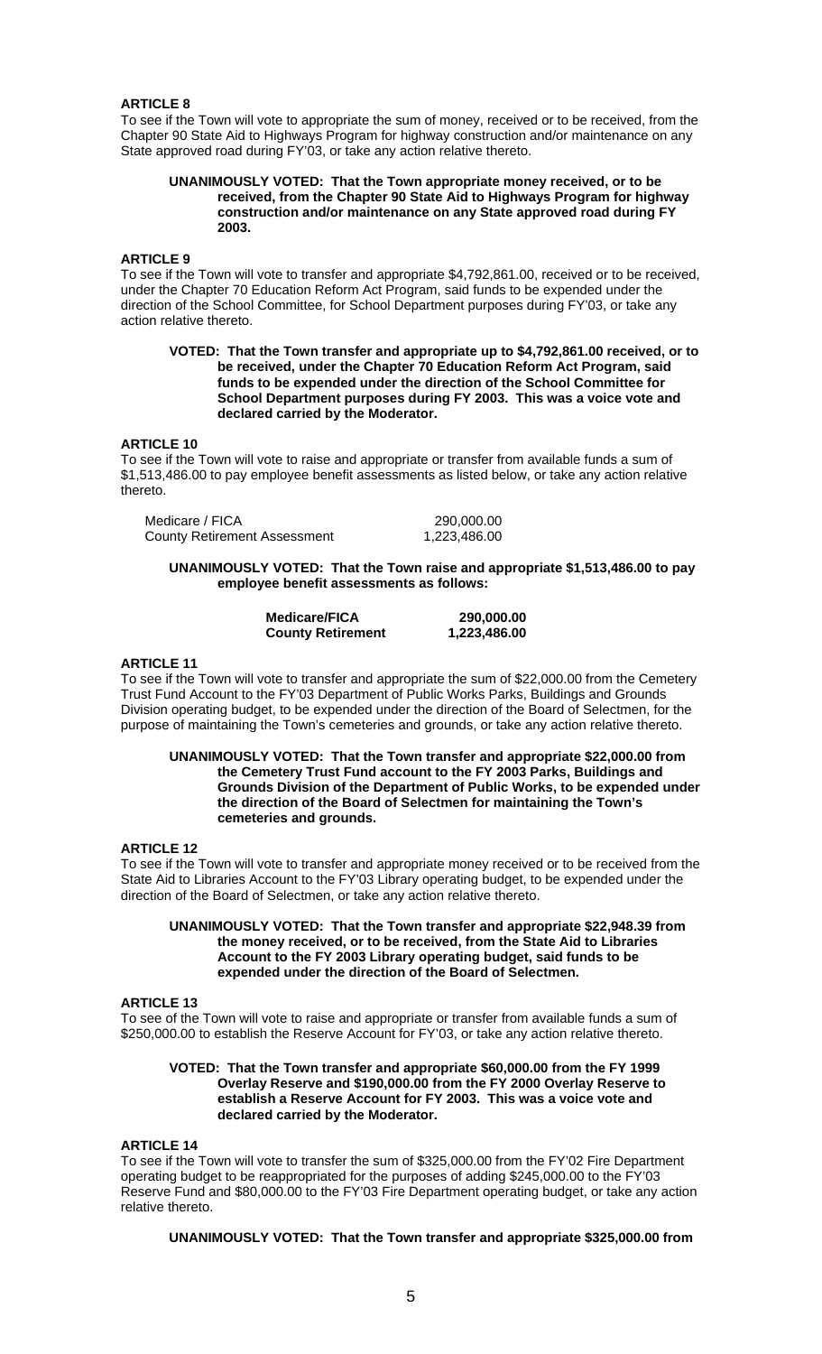**ARTICLE 8**

To see if the Town will vote to appropriate the sum of money, received or to be received, from the Chapter 90 State Aid to Highways Program for highway construction and/or maintenance on any State approved road during FY'03, or take any action relative thereto.

> **UNANIMOUSLY VOTED: That the Town appropriate money received, or to be received, from the Chapter 90 State Aid to Highways Program for highway construction and/or maintenance on any State approved road during FY 2003.**

**ARTICLE 9**

To see if the Town will vote to transfer and appropriate $4,792,861.00, received or to be received, under the Chapter 70 Education Reform Act Program, said funds to be expended under the direction of the School Committee, for School Department purposes during FY'03, or take any action relative thereto.

> **VOTED: That the Town transfer and appropriate up to $4,792,861.00 received, or to be received, under the Chapter 70 Education Reform Act Program, said funds to be expended under the direction of the School Committee for School Department purposes during FY 2003. This was a voice vote and declared carried by the Moderator.**

**ARTICLE 10**

To see if the Town will vote to raise and appropriate or transfer from available funds a sum of $1,513,486.00 to pay employee benefit assessments as listed below, or take any action relative thereto.

| | |
|---|---|
| Medicare / FICA | 290,000.00 |
| County Retirement Assessment | 1,223,486.00 |

> **UNANIMOUSLY VOTED: That the Town raise and appropriate $1,513,486.00 to pay employee benefit assessments as follows:**

| | |
|---|---|
| **Medicare/FICA** | **290,000.00** |
| **County Retirement** | **1,223,486.00** |

**ARTICLE 11**

To see if the Town will vote to transfer and appropriate the sum of $22,000.00 from the Cemetery Trust Fund Account to the FY'03 Department of Public Works Parks, Buildings and Grounds Division operating budget, to be expended under the direction of the Board of Selectmen, for the purpose of maintaining the Town's cemeteries and grounds, or take any action relative thereto.

> **UNANIMOUSLY VOTED: That the Town transfer and appropriate $22,000.00 from the Cemetery Trust Fund account to the FY 2003 Parks, Buildings and Grounds Division of the Department of Public Works, to be expended under the direction of the Board of Selectmen for maintaining the Town's cemeteries and grounds.**

**ARTICLE 12**

To see if the Town will vote to transfer and appropriate money received or to be received from the State Aid to Libraries Account to the FY'03 Library operating budget, to be expended under the direction of the Board of Selectmen, or take any action relative thereto.

> **UNANIMOUSLY VOTED: That the Town transfer and appropriate $22,948.39 from the money received, or to be received, from the State Aid to Libraries Account to the FY 2003 Library operating budget, said funds to be expended under the direction of the Board of Selectmen.**

**ARTICLE 13**

To see of the Town will vote to raise and appropriate or transfer from available funds a sum of $250,000.00 to establish the Reserve Account for FY'03, or take any action relative thereto.

> **VOTED: That the Town transfer and appropriate $60,000.00 from the FY 1999 Overlay Reserve and $190,000.00 from the FY 2000 Overlay Reserve to establish a Reserve Account for FY 2003. This was a voice vote and declared carried by the Moderator.**

**ARTICLE 14**

To see if the Town will vote to transfer the sum of $325,000.00 from the FY'02 Fire Department operating budget to be reappropriated for the purposes of adding $245,000.00 to the FY'03 Reserve Fund and $80,000.00 to the FY'03 Fire Department operating budget, or take any action relative thereto.

> **UNANIMOUSLY VOTED: That the Town transfer and appropriate $325,000.00 from**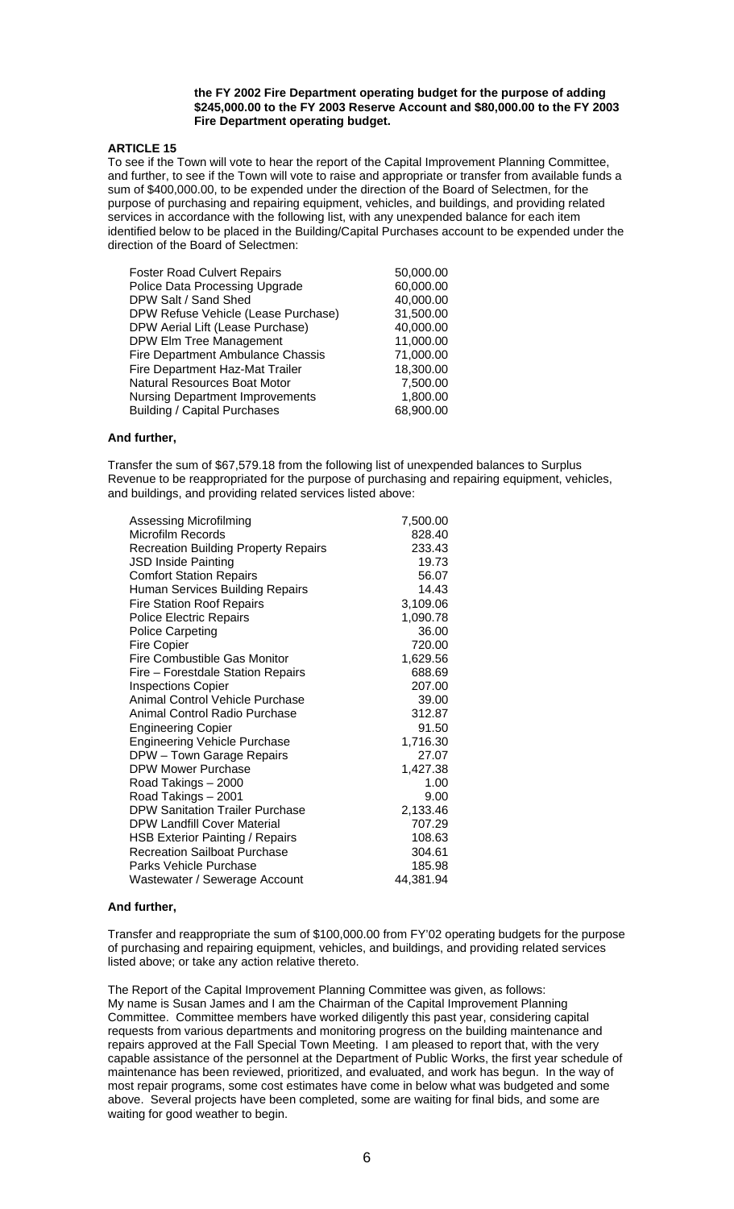**the FY 2002 Fire Department operating budget for the purpose of adding \$245,000.00 to the FY 2003 Reserve Account and \$80,000.00 to the FY 2003 Fire Department operating budget.**

## ARTICLE 15

To see if the Town will vote to hear the report of the Capital Improvement Planning Committee, and further, to see if the Town will vote to raise and appropriate or transfer from available funds a sum of \$400,000.00, to be expended under the direction of the Board of Selectmen, for the purpose of purchasing and repairing equipment, vehicles, and buildings, and providing related services in accordance with the following list, with any unexpended balance for each item identified below to be placed in the Building/Capital Purchases account to be expended under the direction of the Board of Selectmen:

| | |
|---|---|
| Foster Road Culvert Repairs | 50,000.00 |
| Police Data Processing Upgrade | 60,000.00 |
| DPW Salt / Sand Shed | 40,000.00 |
| DPW Refuse Vehicle (Lease Purchase) | 31,500.00 |
| DPW Aerial Lift (Lease Purchase) | 40,000.00 |
| DPW Elm Tree Management | 11,000.00 |
| Fire Department Ambulance Chassis | 71,000.00 |
| Fire Department Haz-Mat Trailer | 18,300.00 |
| Natural Resources Boat Motor | 7,500.00 |
| Nursing Department Improvements | 1,800.00 |
| Building / Capital Purchases | 68,900.00 |

**And further,**

Transfer the sum of \$67,579.18 from the following list of unexpended balances to Surplus Revenue to be reappropriated for the purpose of purchasing and repairing equipment, vehicles, and buildings, and providing related services listed above:

| | |
|---|---|
| Assessing Microfilming | 7,500.00 |
| Microfilm Records | 828.40 |
| Recreation Building Property Repairs | 233.43 |
| JSD Inside Painting | 19.73 |
| Comfort Station Repairs | 56.07 |
| Human Services Building Repairs | 14.43 |
| Fire Station Roof Repairs | 3,109.06 |
| Police Electric Repairs | 1,090.78 |
| Police Carpeting | 36.00 |
| Fire Copier | 720.00 |
| Fire Combustible Gas Monitor | 1,629.56 |
| Fire – Forestdale Station Repairs | 688.69 |
| Inspections Copier | 207.00 |
| Animal Control Vehicle Purchase | 39.00 |
| Animal Control Radio Purchase | 312.87 |
| Engineering Copier | 91.50 |
| Engineering Vehicle Purchase | 1,716.30 |
| DPW – Town Garage Repairs | 27.07 |
| DPW Mower Purchase | 1,427.38 |
| Road Takings – 2000 | 1.00 |
| Road Takings – 2001 | 9.00 |
| DPW Sanitation Trailer Purchase | 2,133.46 |
| DPW Landfill Cover Material | 707.29 |
| HSB Exterior Painting / Repairs | 108.63 |
| Recreation Sailboat Purchase | 304.61 |
| Parks Vehicle Purchase | 185.98 |
| Wastewater / Sewerage Account | 44,381.94 |

**And further,**

Transfer and reappropriate the sum of \$100,000.00 from FY'02 operating budgets for the purpose of purchasing and repairing equipment, vehicles, and buildings, and providing related services listed above; or take any action relative thereto.

The Report of the Capital Improvement Planning Committee was given, as follows:
My name is Susan James and I am the Chairman of the Capital Improvement Planning Committee. Committee members have worked diligently this past year, considering capital requests from various departments and monitoring progress on the building maintenance and repairs approved at the Fall Special Town Meeting. I am pleased to report that, with the very capable assistance of the personnel at the Department of Public Works, the first year schedule of maintenance has been reviewed, prioritized, and evaluated, and work has begun. In the way of most repair programs, some cost estimates have come in below what was budgeted and some above. Several projects have been completed, some are waiting for final bids, and some are waiting for good weather to begin.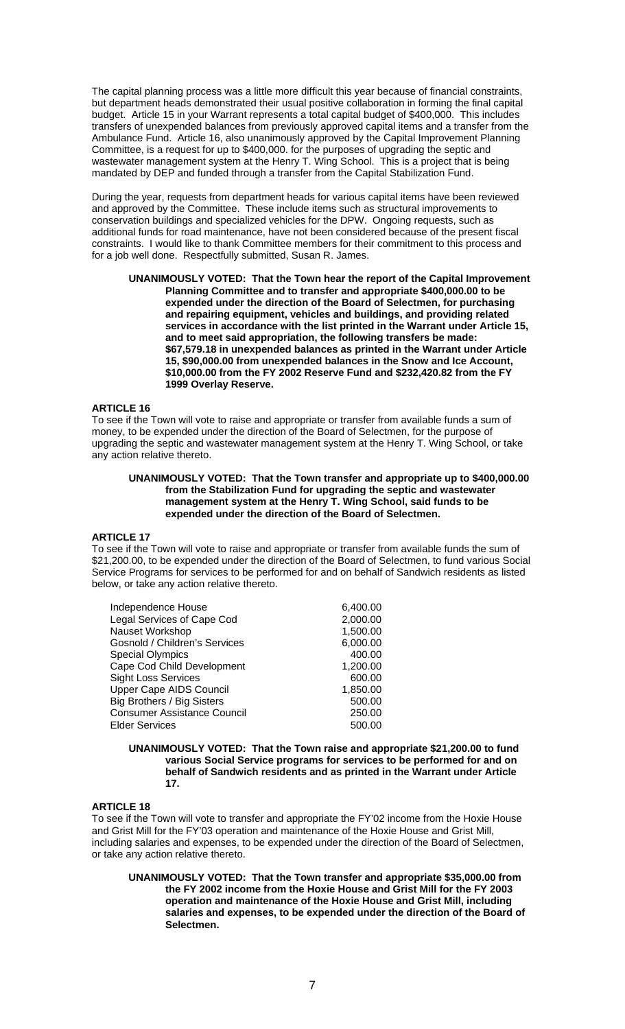The capital planning process was a little more difficult this year because of financial constraints, but department heads demonstrated their usual positive collaboration in forming the final capital budget. Article 15 in your Warrant represents a total capital budget of $400,000. This includes transfers of unexpended balances from previously approved capital items and a transfer from the Ambulance Fund. Article 16, also unanimously approved by the Capital Improvement Planning Committee, is a request for up to $400,000. for the purposes of upgrading the septic and wastewater management system at the Henry T. Wing School. This is a project that is being mandated by DEP and funded through a transfer from the Capital Stabilization Fund.

During the year, requests from department heads for various capital items have been reviewed and approved by the Committee. These include items such as structural improvements to conservation buildings and specialized vehicles for the DPW. Ongoing requests, such as additional funds for road maintenance, have not been considered because of the present fiscal constraints. I would like to thank Committee members for their commitment to this process and for a job well done. Respectfully submitted, Susan R. James.

**UNANIMOUSLY VOTED: That the Town hear the report of the Capital Improvement Planning Committee and to transfer and appropriate $400,000.00 to be expended under the direction of the Board of Selectmen, for purchasing and repairing equipment, vehicles and buildings, and providing related services in accordance with the list printed in the Warrant under Article 15, and to meet said appropriation, the following transfers be made: $67,579.18 in unexpended balances as printed in the Warrant under Article 15, $90,000.00 from unexpended balances in the Snow and Ice Account, $10,000.00 from the FY 2002 Reserve Fund and $232,420.82 from the FY 1999 Overlay Reserve.**

**ARTICLE 16**

To see if the Town will vote to raise and appropriate or transfer from available funds a sum of money, to be expended under the direction of the Board of Selectmen, for the purpose of upgrading the septic and wastewater management system at the Henry T. Wing School, or take any action relative thereto.

**UNANIMOUSLY VOTED: That the Town transfer and appropriate up to $400,000.00 from the Stabilization Fund for upgrading the septic and wastewater management system at the Henry T. Wing School, said funds to be expended under the direction of the Board of Selectmen.**

**ARTICLE 17**

To see if the Town will vote to raise and appropriate or transfer from available funds the sum of $21,200.00, to be expended under the direction of the Board of Selectmen, to fund various Social Service Programs for services to be performed for and on behalf of Sandwich residents as listed below, or take any action relative thereto.

| | |
|---|---|
| Independence House | 6,400.00 |
| Legal Services of Cape Cod | 2,000.00 |
| Nauset Workshop | 1,500.00 |
| Gosnold / Children's Services | 6,000.00 |
| Special Olympics | 400.00 |
| Cape Cod Child Development | 1,200.00 |
| Sight Loss Services | 600.00 |
| Upper Cape AIDS Council | 1,850.00 |
| Big Brothers / Big Sisters | 500.00 |
| Consumer Assistance Council | 250.00 |
| Elder Services | 500.00 |

**UNANIMOUSLY VOTED: That the Town raise and appropriate $21,200.00 to fund various Social Service programs for services to be performed for and on behalf of Sandwich residents and as printed in the Warrant under Article 17.**

**ARTICLE 18**

To see if the Town will vote to transfer and appropriate the FY'02 income from the Hoxie House and Grist Mill for the FY'03 operation and maintenance of the Hoxie House and Grist Mill, including salaries and expenses, to be expended under the direction of the Board of Selectmen, or take any action relative thereto.

**UNANIMOUSLY VOTED: That the Town transfer and appropriate $35,000.00 from the FY 2002 income from the Hoxie House and Grist Mill for the FY 2003 operation and maintenance of the Hoxie House and Grist Mill, including salaries and expenses, to be expended under the direction of the Board of Selectmen.**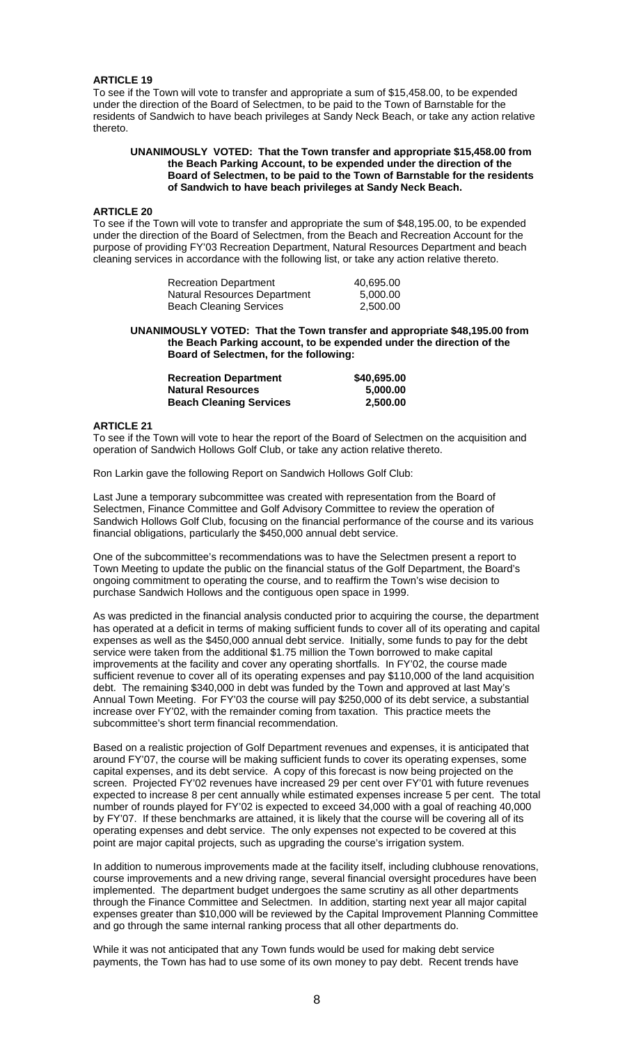**ARTICLE 19**

To see if the Town will vote to transfer and appropriate a sum of $15,458.00, to be expended under the direction of the Board of Selectmen, to be paid to the Town of Barnstable for the residents of Sandwich to have beach privileges at Sandy Neck Beach, or take any action relative thereto.

> **UNANIMOUSLY VOTED: That the Town transfer and appropriate $15,458.00 from the Beach Parking Account, to be expended under the direction of the Board of Selectmen, to be paid to the Town of Barnstable for the residents of Sandwich to have beach privileges at Sandy Neck Beach.**

**ARTICLE 20**

To see if the Town will vote to transfer and appropriate the sum of $48,195.00, to be expended under the direction of the Board of Selectmen, from the Beach and Recreation Account for the purpose of providing FY'03 Recreation Department, Natural Resources Department and beach cleaning services in accordance with the following list, or take any action relative thereto.

| | |
|---|---|
| Recreation Department | 40,695.00 |
| Natural Resources Department | 5,000.00 |
| Beach Cleaning Services | 2,500.00 |

> **UNANIMOUSLY VOTED: That the Town transfer and appropriate $48,195.00 from the Beach Parking account, to be expended under the direction of the Board of Selectmen, for the following:**

| | |
|---|---|
| **Recreation Department** | **$40,695.00** |
| **Natural Resources** | **5,000.00** |
| **Beach Cleaning Services** | **2,500.00** |

**ARTICLE 21**

To see if the Town will vote to hear the report of the Board of Selectmen on the acquisition and operation of Sandwich Hollows Golf Club, or take any action relative thereto.

Ron Larkin gave the following Report on Sandwich Hollows Golf Club:

Last June a temporary subcommittee was created with representation from the Board of Selectmen, Finance Committee and Golf Advisory Committee to review the operation of Sandwich Hollows Golf Club, focusing on the financial performance of the course and its various financial obligations, particularly the $450,000 annual debt service.

One of the subcommittee's recommendations was to have the Selectmen present a report to Town Meeting to update the public on the financial status of the Golf Department, the Board's ongoing commitment to operating the course, and to reaffirm the Town's wise decision to purchase Sandwich Hollows and the contiguous open space in 1999.

As was predicted in the financial analysis conducted prior to acquiring the course, the department has operated at a deficit in terms of making sufficient funds to cover all of its operating and capital expenses as well as the $450,000 annual debt service. Initially, some funds to pay for the debt service were taken from the additional $1.75 million the Town borrowed to make capital improvements at the facility and cover any operating shortfalls. In FY'02, the course made sufficient revenue to cover all of its operating expenses and pay $110,000 of the land acquisition debt. The remaining $340,000 in debt was funded by the Town and approved at last May's Annual Town Meeting. For FY'03 the course will pay $250,000 of its debt service, a substantial increase over FY'02, with the remainder coming from taxation. This practice meets the subcommittee's short term financial recommendation.

Based on a realistic projection of Golf Department revenues and expenses, it is anticipated that around FY'07, the course will be making sufficient funds to cover its operating expenses, some capital expenses, and its debt service. A copy of this forecast is now being projected on the screen. Projected FY'02 revenues have increased 29 per cent over FY'01 with future revenues expected to increase 8 per cent annually while estimated expenses increase 5 per cent. The total number of rounds played for FY'02 is expected to exceed 34,000 with a goal of reaching 40,000 by FY'07. If these benchmarks are attained, it is likely that the course will be covering all of its operating expenses and debt service. The only expenses not expected to be covered at this point are major capital projects, such as upgrading the course's irrigation system.

In addition to numerous improvements made at the facility itself, including clubhouse renovations, course improvements and a new driving range, several financial oversight procedures have been implemented. The department budget undergoes the same scrutiny as all other departments through the Finance Committee and Selectmen. In addition, starting next year all major capital expenses greater than $10,000 will be reviewed by the Capital Improvement Planning Committee and go through the same internal ranking process that all other departments do.

While it was not anticipated that any Town funds would be used for making debt service payments, the Town has had to use some of its own money to pay debt. Recent trends have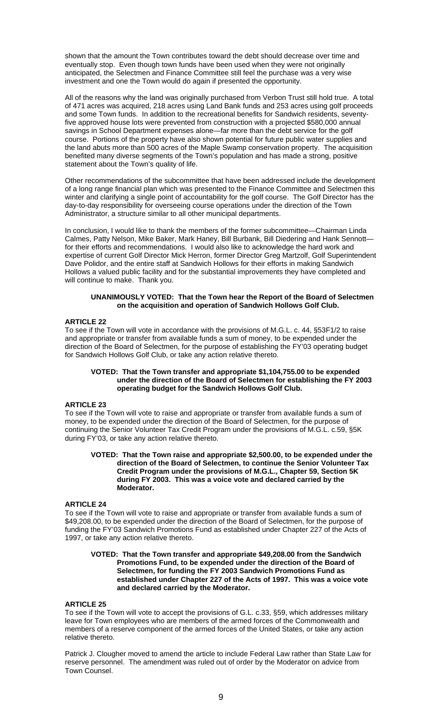shown that the amount the Town contributes toward the debt should decrease over time and eventually stop. Even though town funds have been used when they were not originally anticipated, the Selectmen and Finance Committee still feel the purchase was a very wise investment and one the Town would do again if presented the opportunity.

All of the reasons why the land was originally purchased from Verbon Trust still hold true. A total of 471 acres was acquired, 218 acres using Land Bank funds and 253 acres using golf proceeds and some Town funds. In addition to the recreational benefits for Sandwich residents, seventy-five approved house lots were prevented from construction with a projected $580,000 annual savings in School Department expenses alone—far more than the debt service for the golf course. Portions of the property have also shown potential for future public water supplies and the land abuts more than 500 acres of the Maple Swamp conservation property. The acquisition benefited many diverse segments of the Town's population and has made a strong, positive statement about the Town's quality of life.

Other recommendations of the subcommittee that have been addressed include the development of a long range financial plan which was presented to the Finance Committee and Selectmen this winter and clarifying a single point of accountability for the golf course. The Golf Director has the day-to-day responsibility for overseeing course operations under the direction of the Town Administrator, a structure similar to all other municipal departments.

In conclusion, I would like to thank the members of the former subcommittee—Chairman Linda Calmes, Patty Nelson, Mike Baker, Mark Haney, Bill Burbank, Bill Diedering and Hank Sennott—for their efforts and recommendations. I would also like to acknowledge the hard work and expertise of current Golf Director Mick Herron, former Director Greg Martzolf, Golf Superintendent Dave Polidor, and the entire staff at Sandwich Hollows for their efforts in making Sandwich Hollows a valued public facility and for the substantial improvements they have completed and will continue to make. Thank you.

**UNANIMOUSLY VOTED: That the Town hear the Report of the Board of Selectmen on the acquisition and operation of Sandwich Hollows Golf Club.**

**ARTICLE 22**

To see if the Town will vote in accordance with the provisions of M.G.L. c. 44, §53F1/2 to raise and appropriate or transfer from available funds a sum of money, to be expended under the direction of the Board of Selectmen, for the purpose of establishing the FY'03 operating budget for Sandwich Hollows Golf Club, or take any action relative thereto.

**VOTED: That the Town transfer and appropriate $1,104,755.00 to be expended under the direction of the Board of Selectmen for establishing the FY 2003 operating budget for the Sandwich Hollows Golf Club.**

**ARTICLE 23**

To see if the Town will vote to raise and appropriate or transfer from available funds a sum of money, to be expended under the direction of the Board of Selectmen, for the purpose of continuing the Senior Volunteer Tax Credit Program under the provisions of M.G.L. c.59, §5K during FY'03, or take any action relative thereto.

**VOTED: That the Town raise and appropriate $2,500.00, to be expended under the direction of the Board of Selectmen, to continue the Senior Volunteer Tax Credit Program under the provisions of M.G.L., Chapter 59, Section 5K during FY 2003. This was a voice vote and declared carried by the Moderator.**

**ARTICLE 24**

To see if the Town will vote to raise and appropriate or transfer from available funds a sum of $49,208.00, to be expended under the direction of the Board of Selectmen, for the purpose of funding the FY'03 Sandwich Promotions Fund as established under Chapter 227 of the Acts of 1997, or take any action relative thereto.

**VOTED: That the Town transfer and appropriate $49,208.00 from the Sandwich Promotions Fund, to be expended under the direction of the Board of Selectmen, for funding the FY 2003 Sandwich Promotions Fund as established under Chapter 227 of the Acts of 1997. This was a voice vote and declared carried by the Moderator.**

**ARTICLE 25**

To see if the Town will vote to accept the provisions of G.L. c.33, §59, which addresses military leave for Town employees who are members of the armed forces of the Commonwealth and members of a reserve component of the armed forces of the United States, or take any action relative thereto.

Patrick J. Clougher moved to amend the article to include Federal Law rather than State Law for reserve personnel. The amendment was ruled out of order by the Moderator on advice from Town Counsel.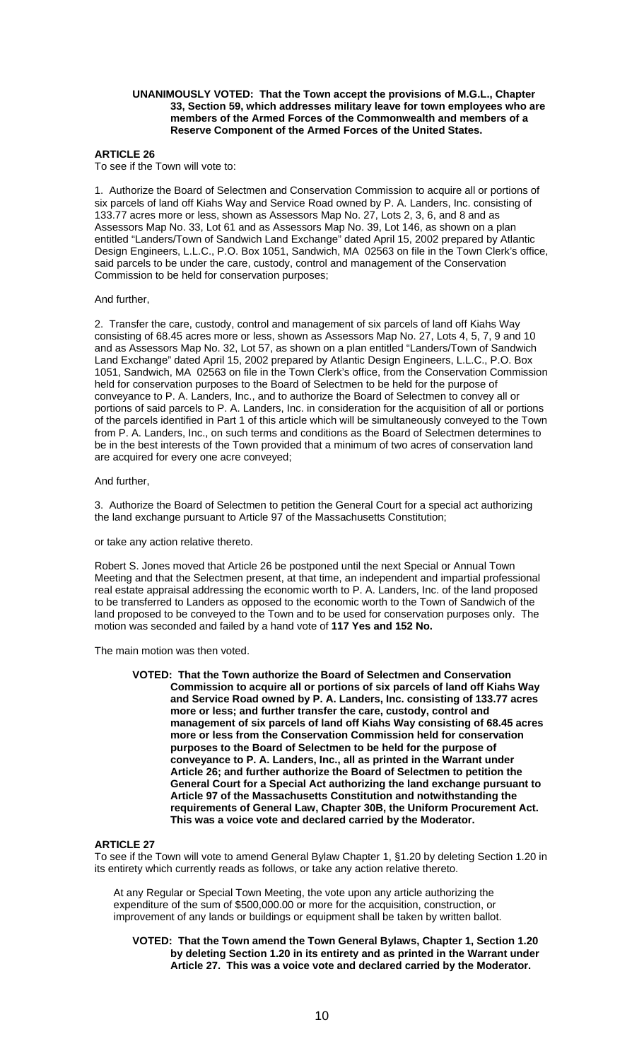**UNANIMOUSLY VOTED: That the Town accept the provisions of M.G.L., Chapter 33, Section 59, which addresses military leave for town employees who are members of the Armed Forces of the Commonwealth and members of a Reserve Component of the Armed Forces of the United States.**

### ARTICLE 26

To see if the Town will vote to:

1. Authorize the Board of Selectmen and Conservation Commission to acquire all or portions of six parcels of land off Kiahs Way and Service Road owned by P. A. Landers, Inc. consisting of 133.77 acres more or less, shown as Assessors Map No. 27, Lots 2, 3, 6, and 8 and as Assessors Map No. 33, Lot 61 and as Assessors Map No. 39, Lot 146, as shown on a plan entitled "Landers/Town of Sandwich Land Exchange" dated April 15, 2002 prepared by Atlantic Design Engineers, L.L.C., P.O. Box 1051, Sandwich, MA 02563 on file in the Town Clerk's office, said parcels to be under the care, custody, control and management of the Conservation Commission to be held for conservation purposes;

And further,

2. Transfer the care, custody, control and management of six parcels of land off Kiahs Way consisting of 68.45 acres more or less, shown as Assessors Map No. 27, Lots 4, 5, 7, 9 and 10 and as Assessors Map No. 32, Lot 57, as shown on a plan entitled "Landers/Town of Sandwich Land Exchange" dated April 15, 2002 prepared by Atlantic Design Engineers, L.L.C., P.O. Box 1051, Sandwich, MA 02563 on file in the Town Clerk's office, from the Conservation Commission held for conservation purposes to the Board of Selectmen to be held for the purpose of conveyance to P. A. Landers, Inc., and to authorize the Board of Selectmen to convey all or portions of said parcels to P. A. Landers, Inc. in consideration for the acquisition of all or portions of the parcels identified in Part 1 of this article which will be simultaneously conveyed to the Town from P. A. Landers, Inc., on such terms and conditions as the Board of Selectmen determines to be in the best interests of the Town provided that a minimum of two acres of conservation land are acquired for every one acre conveyed;

And further,

3. Authorize the Board of Selectmen to petition the General Court for a special act authorizing the land exchange pursuant to Article 97 of the Massachusetts Constitution;

or take any action relative thereto.

Robert S. Jones moved that Article 26 be postponed until the next Special or Annual Town Meeting and that the Selectmen present, at that time, an independent and impartial professional real estate appraisal addressing the economic worth to P. A. Landers, Inc. of the land proposed to be transferred to Landers as opposed to the economic worth to the Town of Sandwich of the land proposed to be conveyed to the Town and to be used for conservation purposes only. The motion was seconded and failed by a hand vote of **117 Yes and 152 No.**

The main motion was then voted.

**VOTED: That the Town authorize the Board of Selectmen and Conservation Commission to acquire all or portions of six parcels of land off Kiahs Way and Service Road owned by P. A. Landers, Inc. consisting of 133.77 acres more or less; and further transfer the care, custody, control and management of six parcels of land off Kiahs Way consisting of 68.45 acres more or less from the Conservation Commission held for conservation purposes to the Board of Selectmen to be held for the purpose of conveyance to P. A. Landers, Inc., all as printed in the Warrant under Article 26; and further authorize the Board of Selectmen to petition the General Court for a Special Act authorizing the land exchange pursuant to Article 97 of the Massachusetts Constitution and notwithstanding the requirements of General Law, Chapter 30B, the Uniform Procurement Act. This was a voice vote and declared carried by the Moderator.**

### ARTICLE 27

To see if the Town will vote to amend General Bylaw Chapter 1, §1.20 by deleting Section 1.20 in its entirety which currently reads as follows, or take any action relative thereto.

At any Regular or Special Town Meeting, the vote upon any article authorizing the expenditure of the sum of $500,000.00 or more for the acquisition, construction, or improvement of any lands or buildings or equipment shall be taken by written ballot.

**VOTED: That the Town amend the Town General Bylaws, Chapter 1, Section 1.20 by deleting Section 1.20 in its entirety and as printed in the Warrant under Article 27. This was a voice vote and declared carried by the Moderator.**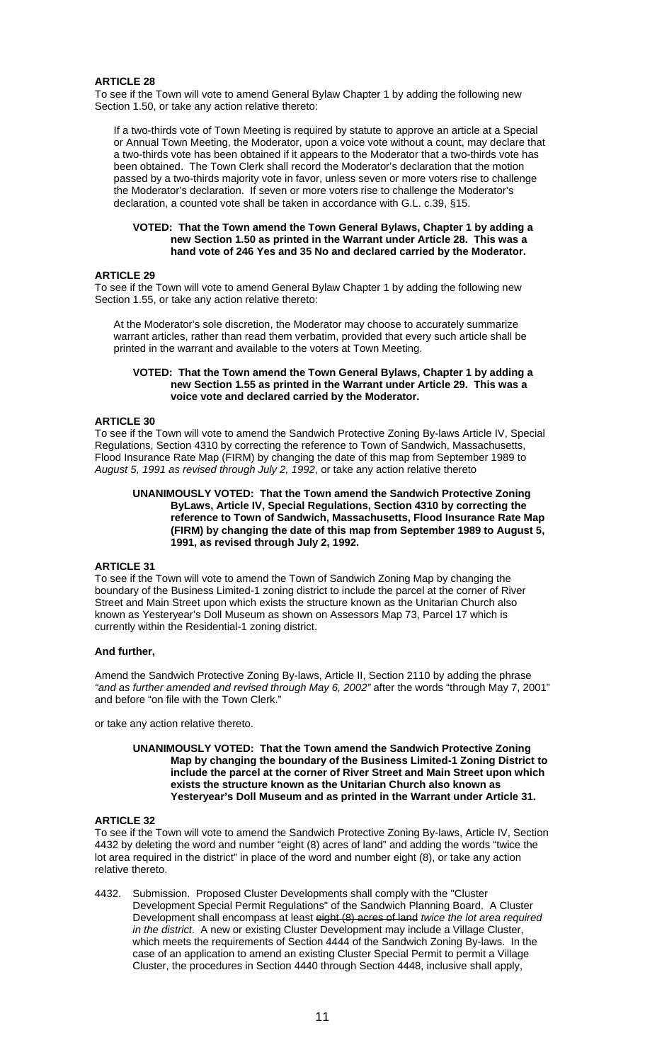**ARTICLE 28**

To see if the Town will vote to amend General Bylaw Chapter 1 by adding the following new Section 1.50, or take any action relative thereto:

> If a two-thirds vote of Town Meeting is required by statute to approve an article at a Special or Annual Town Meeting, the Moderator, upon a voice vote without a count, may declare that a two-thirds vote has been obtained if it appears to the Moderator that a two-thirds vote has been obtained. The Town Clerk shall record the Moderator's declaration that the motion passed by a two-thirds majority vote in favor, unless seven or more voters rise to challenge the Moderator's declaration. If seven or more voters rise to challenge the Moderator's declaration, a counted vote shall be taken in accordance with G.L. c.39, §15.

> **VOTED: That the Town amend the Town General Bylaws, Chapter 1 by adding a new Section 1.50 as printed in the Warrant under Article 28. This was a hand vote of 246 Yes and 35 No and declared carried by the Moderator.**

**ARTICLE 29**

To see if the Town will vote to amend General Bylaw Chapter 1 by adding the following new Section 1.55, or take any action relative thereto:

> At the Moderator's sole discretion, the Moderator may choose to accurately summarize warrant articles, rather than read them verbatim, provided that every such article shall be printed in the warrant and available to the voters at Town Meeting.

> **VOTED: That the Town amend the Town General Bylaws, Chapter 1 by adding a new Section 1.55 as printed in the Warrant under Article 29. This was a voice vote and declared carried by the Moderator.**

**ARTICLE 30**

To see if the Town will vote to amend the Sandwich Protective Zoning By-laws Article IV, Special Regulations, Section 4310 by correcting the reference to Town of Sandwich, Massachusetts, Flood Insurance Rate Map (FIRM) by changing the date of this map from September 1989 to *August 5, 1991 as revised through July 2, 1992*, or take any action relative thereto

> **UNANIMOUSLY VOTED: That the Town amend the Sandwich Protective Zoning ByLaws, Article IV, Special Regulations, Section 4310 by correcting the reference to Town of Sandwich, Massachusetts, Flood Insurance Rate Map (FIRM) by changing the date of this map from September 1989 to August 5, 1991, as revised through July 2, 1992.**

**ARTICLE 31**

To see if the Town will vote to amend the Town of Sandwich Zoning Map by changing the boundary of the Business Limited-1 zoning district to include the parcel at the corner of River Street and Main Street upon which exists the structure known as the Unitarian Church also known as Yesteryear's Doll Museum as shown on Assessors Map 73, Parcel 17 which is currently within the Residential-1 zoning district.

**And further,**

Amend the Sandwich Protective Zoning By-laws, Article II, Section 2110 by adding the phrase *"and as further amended and revised through May 6, 2002"* after the words "through May 7, 2001" and before "on file with the Town Clerk."

or take any action relative thereto.

> **UNANIMOUSLY VOTED: That the Town amend the Sandwich Protective Zoning Map by changing the boundary of the Business Limited-1 Zoning District to include the parcel at the corner of River Street and Main Street upon which exists the structure known as the Unitarian Church also known as Yesteryear's Doll Museum and as printed in the Warrant under Article 31.**

**ARTICLE 32**

To see if the Town will vote to amend the Sandwich Protective Zoning By-laws, Article IV, Section 4432 by deleting the word and number "eight (8) acres of land" and adding the words "twice the lot area required in the district" in place of the word and number eight (8), or take any action relative thereto.

4432. Submission. Proposed Cluster Developments shall comply with the "Cluster Development Special Permit Regulations" of the Sandwich Planning Board. A Cluster Development shall encompass at least ~~eight (8) acres of land~~ *twice the lot area required in the district*. A new or existing Cluster Development may include a Village Cluster, which meets the requirements of Section 4444 of the Sandwich Zoning By-laws. In the case of an application to amend an existing Cluster Special Permit to permit a Village Cluster, the procedures in Section 4440 through Section 4448, inclusive shall apply,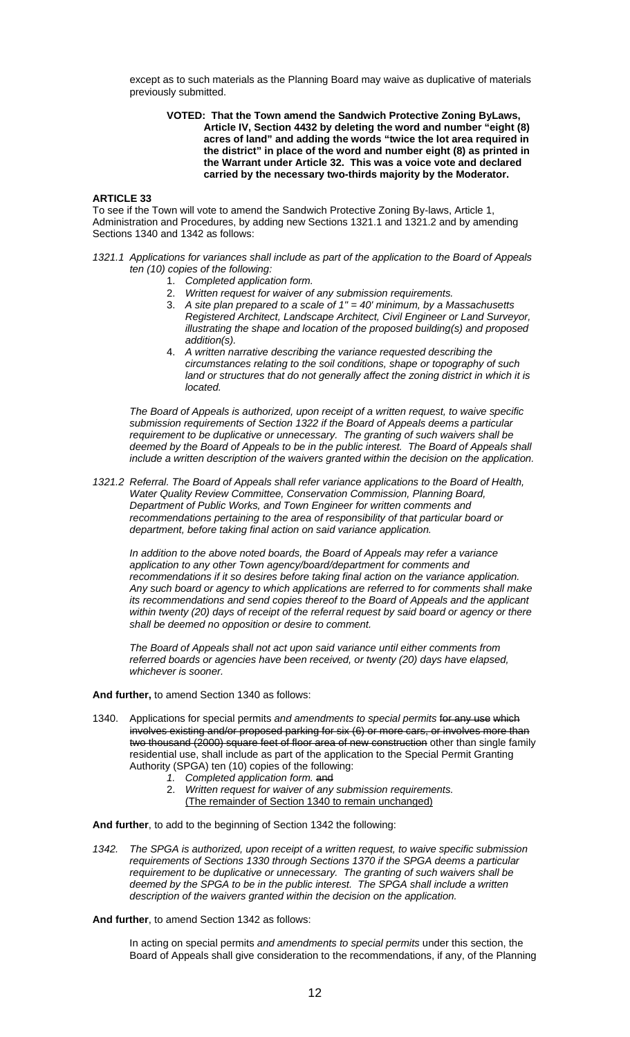except as to such materials as the Planning Board may waive as duplicative of materials previously submitted.

> **VOTED: That the Town amend the Sandwich Protective Zoning ByLaws, Article IV, Section 4432 by deleting the word and number "eight (8) acres of land" and adding the words "twice the lot area required in the district" in place of the word and number eight (8) as printed in the Warrant under Article 32. This was a voice vote and declared carried by the necessary two-thirds majority by the Moderator.**

**ARTICLE 33**

To see if the Town will vote to amend the Sandwich Protective Zoning By-laws, Article 1, Administration and Procedures, by adding new Sections 1321.1 and 1321.2 and by amending Sections 1340 and 1342 as follows:

*1321.1 Applications for variances shall include as part of the application to the Board of Appeals ten (10) copies of the following:*

1. *Completed application form.*
2. *Written request for waiver of any submission requirements.*
3. *A site plan prepared to a scale of 1" = 40' minimum, by a Massachusetts Registered Architect, Landscape Architect, Civil Engineer or Land Surveyor, illustrating the shape and location of the proposed building(s) and proposed addition(s).*
4. *A written narrative describing the variance requested describing the circumstances relating to the soil conditions, shape or topography of such land or structures that do not generally affect the zoning district in which it is located.*

*The Board of Appeals is authorized, upon receipt of a written request, to waive specific submission requirements of Section 1322 if the Board of Appeals deems a particular requirement to be duplicative or unnecessary. The granting of such waivers shall be deemed by the Board of Appeals to be in the public interest. The Board of Appeals shall include a written description of the waivers granted within the decision on the application.*

*1321.2 Referral. The Board of Appeals shall refer variance applications to the Board of Health, Water Quality Review Committee, Conservation Commission, Planning Board, Department of Public Works, and Town Engineer for written comments and recommendations pertaining to the area of responsibility of that particular board or department, before taking final action on said variance application.*

*In addition to the above noted boards, the Board of Appeals may refer a variance application to any other Town agency/board/department for comments and recommendations if it so desires before taking final action on the variance application. Any such board or agency to which applications are referred to for comments shall make its recommendations and send copies thereof to the Board of Appeals and the applicant within twenty (20) days of receipt of the referral request by said board or agency or there shall be deemed no opposition or desire to comment.*

*The Board of Appeals shall not act upon said variance until either comments from referred boards or agencies have been received, or twenty (20) days have elapsed, whichever is sooner.*

**And further,** to amend Section 1340 as follows:

1340. Applications for special permits *and amendments to special permits* ~~for any use which involves existing and/or proposed parking for six (6) or more cars, or involves more than two thousand (2000) square feet of floor area of new construction~~ other than single family residential use, shall include as part of the application to the Special Permit Granting Authority (SPGA) ten (10) copies of the following:

1. *Completed application form.* ~~and~~
2. *Written request for waiver of any submission requirements.*
   (The remainder of Section 1340 to remain unchanged)

**And further**, to add to the beginning of Section 1342 the following:

*1342. The SPGA is authorized, upon receipt of a written request, to waive specific submission requirements of Sections 1330 through Sections 1370 if the SPGA deems a particular requirement to be duplicative or unnecessary. The granting of such waivers shall be deemed by the SPGA to be in the public interest. The SPGA shall include a written description of the waivers granted within the decision on the application.*

**And further**, to amend Section 1342 as follows:

In acting on special permits *and amendments to special permits* under this section, the Board of Appeals shall give consideration to the recommendations, if any, of the Planning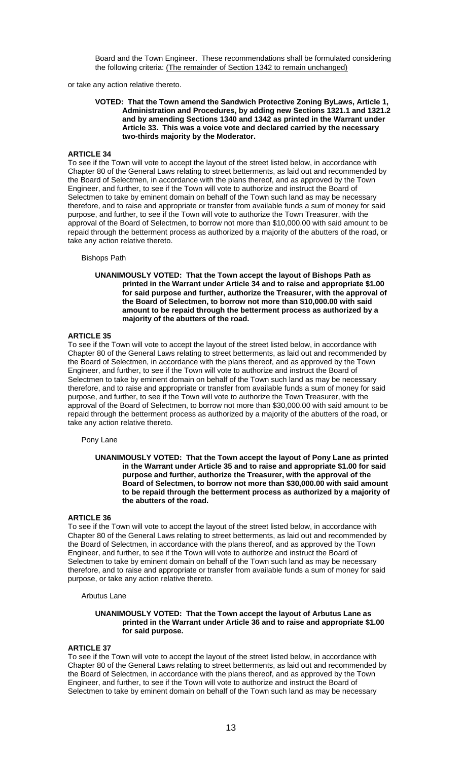Board and the Town Engineer. These recommendations shall be formulated considering the following criteria: (The remainder of Section 1342 to remain unchanged)

or take any action relative thereto.

**VOTED: That the Town amend the Sandwich Protective Zoning ByLaws, Article 1, Administration and Procedures, by adding new Sections 1321.1 and 1321.2 and by amending Sections 1340 and 1342 as printed in the Warrant under Article 33. This was a voice vote and declared carried by the necessary two-thirds majority by the Moderator.**

### ARTICLE 34

To see if the Town will vote to accept the layout of the street listed below, in accordance with Chapter 80 of the General Laws relating to street betterments, as laid out and recommended by the Board of Selectmen, in accordance with the plans thereof, and as approved by the Town Engineer, and further, to see if the Town will vote to authorize and instruct the Board of Selectmen to take by eminent domain on behalf of the Town such land as may be necessary therefore, and to raise and appropriate or transfer from available funds a sum of money for said purpose, and further, to see if the Town will vote to authorize the Town Treasurer, with the approval of the Board of Selectmen, to borrow not more than $10,000.00 with said amount to be repaid through the betterment process as authorized by a majority of the abutters of the road, or take any action relative thereto.

Bishops Path

**UNANIMOUSLY VOTED: That the Town accept the layout of Bishops Path as printed in the Warrant under Article 34 and to raise and appropriate $1.00 for said purpose and further, authorize the Treasurer, with the approval of the Board of Selectmen, to borrow not more than $10,000.00 with said amount to be repaid through the betterment process as authorized by a majority of the abutters of the road.**

### ARTICLE 35

To see if the Town will vote to accept the layout of the street listed below, in accordance with Chapter 80 of the General Laws relating to street betterments, as laid out and recommended by the Board of Selectmen, in accordance with the plans thereof, and as approved by the Town Engineer, and further, to see if the Town will vote to authorize and instruct the Board of Selectmen to take by eminent domain on behalf of the Town such land as may be necessary therefore, and to raise and appropriate or transfer from available funds a sum of money for said purpose, and further, to see if the Town will vote to authorize the Town Treasurer, with the approval of the Board of Selectmen, to borrow not more than $30,000.00 with said amount to be repaid through the betterment process as authorized by a majority of the abutters of the road, or take any action relative thereto.

Pony Lane

**UNANIMOUSLY VOTED: That the Town accept the layout of Pony Lane as printed in the Warrant under Article 35 and to raise and appropriate $1.00 for said purpose and further, authorize the Treasurer, with the approval of the Board of Selectmen, to borrow not more than $30,000.00 with said amount to be repaid through the betterment process as authorized by a majority of the abutters of the road.**

### ARTICLE 36

To see if the Town will vote to accept the layout of the street listed below, in accordance with Chapter 80 of the General Laws relating to street betterments, as laid out and recommended by the Board of Selectmen, in accordance with the plans thereof, and as approved by the Town Engineer, and further, to see if the Town will vote to authorize and instruct the Board of Selectmen to take by eminent domain on behalf of the Town such land as may be necessary therefore, and to raise and appropriate or transfer from available funds a sum of money for said purpose, or take any action relative thereto.

Arbutus Lane

**UNANIMOUSLY VOTED: That the Town accept the layout of Arbutus Lane as printed in the Warrant under Article 36 and to raise and appropriate $1.00 for said purpose.**

### ARTICLE 37

To see if the Town will vote to accept the layout of the street listed below, in accordance with Chapter 80 of the General Laws relating to street betterments, as laid out and recommended by the Board of Selectmen, in accordance with the plans thereof, and as approved by the Town Engineer, and further, to see if the Town will vote to authorize and instruct the Board of Selectmen to take by eminent domain on behalf of the Town such land as may be necessary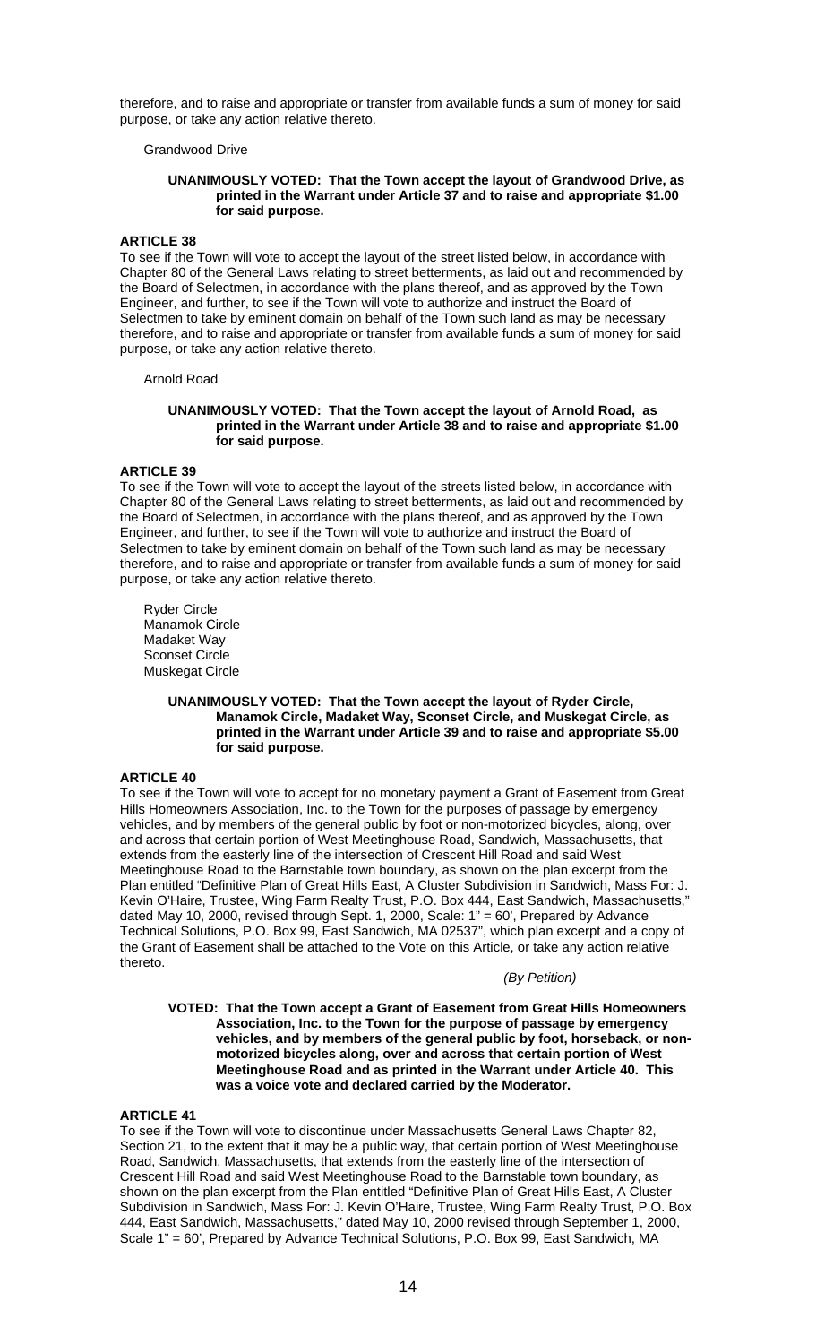therefore, and to raise and appropriate or transfer from available funds a sum of money for said purpose, or take any action relative thereto.

Grandwood Drive

**UNANIMOUSLY VOTED: That the Town accept the layout of Grandwood Drive, as printed in the Warrant under Article 37 and to raise and appropriate $1.00 for said purpose.**

### ARTICLE 38

To see if the Town will vote to accept the layout of the street listed below, in accordance with Chapter 80 of the General Laws relating to street betterments, as laid out and recommended by the Board of Selectmen, in accordance with the plans thereof, and as approved by the Town Engineer, and further, to see if the Town will vote to authorize and instruct the Board of Selectmen to take by eminent domain on behalf of the Town such land as may be necessary therefore, and to raise and appropriate or transfer from available funds a sum of money for said purpose, or take any action relative thereto.

Arnold Road

**UNANIMOUSLY VOTED: That the Town accept the layout of Arnold Road, as printed in the Warrant under Article 38 and to raise and appropriate $1.00 for said purpose.**

### ARTICLE 39

To see if the Town will vote to accept the layout of the streets listed below, in accordance with Chapter 80 of the General Laws relating to street betterments, as laid out and recommended by the Board of Selectmen, in accordance with the plans thereof, and as approved by the Town Engineer, and further, to see if the Town will vote to authorize and instruct the Board of Selectmen to take by eminent domain on behalf of the Town such land as may be necessary therefore, and to raise and appropriate or transfer from available funds a sum of money for said purpose, or take any action relative thereto.

Ryder Circle
Manamok Circle
Madaket Way
Sconset Circle
Muskegat Circle

**UNANIMOUSLY VOTED: That the Town accept the layout of Ryder Circle, Manamok Circle, Madaket Way, Sconset Circle, and Muskegat Circle, as printed in the Warrant under Article 39 and to raise and appropriate $5.00 for said purpose.**

### ARTICLE 40

To see if the Town will vote to accept for no monetary payment a Grant of Easement from Great Hills Homeowners Association, Inc. to the Town for the purposes of passage by emergency vehicles, and by members of the general public by foot or non-motorized bicycles, along, over and across that certain portion of West Meetinghouse Road, Sandwich, Massachusetts, that extends from the easterly line of the intersection of Crescent Hill Road and said West Meetinghouse Road to the Barnstable town boundary, as shown on the plan excerpt from the Plan entitled "Definitive Plan of Great Hills East, A Cluster Subdivision in Sandwich, Mass For: J. Kevin O'Haire, Trustee, Wing Farm Realty Trust, P.O. Box 444, East Sandwich, Massachusetts," dated May 10, 2000, revised through Sept. 1, 2000, Scale: 1" = 60', Prepared by Advance Technical Solutions, P.O. Box 99, East Sandwich, MA 02537", which plan excerpt and a copy of the Grant of Easement shall be attached to the Vote on this Article, or take any action relative thereto.

*(By Petition)*

**VOTED: That the Town accept a Grant of Easement from Great Hills Homeowners Association, Inc. to the Town for the purpose of passage by emergency vehicles, and by members of the general public by foot, horseback, or non-motorized bicycles along, over and across that certain portion of West Meetinghouse Road and as printed in the Warrant under Article 40. This was a voice vote and declared carried by the Moderator.**

### ARTICLE 41

To see if the Town will vote to discontinue under Massachusetts General Laws Chapter 82, Section 21, to the extent that it may be a public way, that certain portion of West Meetinghouse Road, Sandwich, Massachusetts, that extends from the easterly line of the intersection of Crescent Hill Road and said West Meetinghouse Road to the Barnstable town boundary, as shown on the plan excerpt from the Plan entitled "Definitive Plan of Great Hills East, A Cluster Subdivision in Sandwich, Mass For: J. Kevin O'Haire, Trustee, Wing Farm Realty Trust, P.O. Box 444, East Sandwich, Massachusetts," dated May 10, 2000 revised through September 1, 2000, Scale 1" = 60', Prepared by Advance Technical Solutions, P.O. Box 99, East Sandwich, MA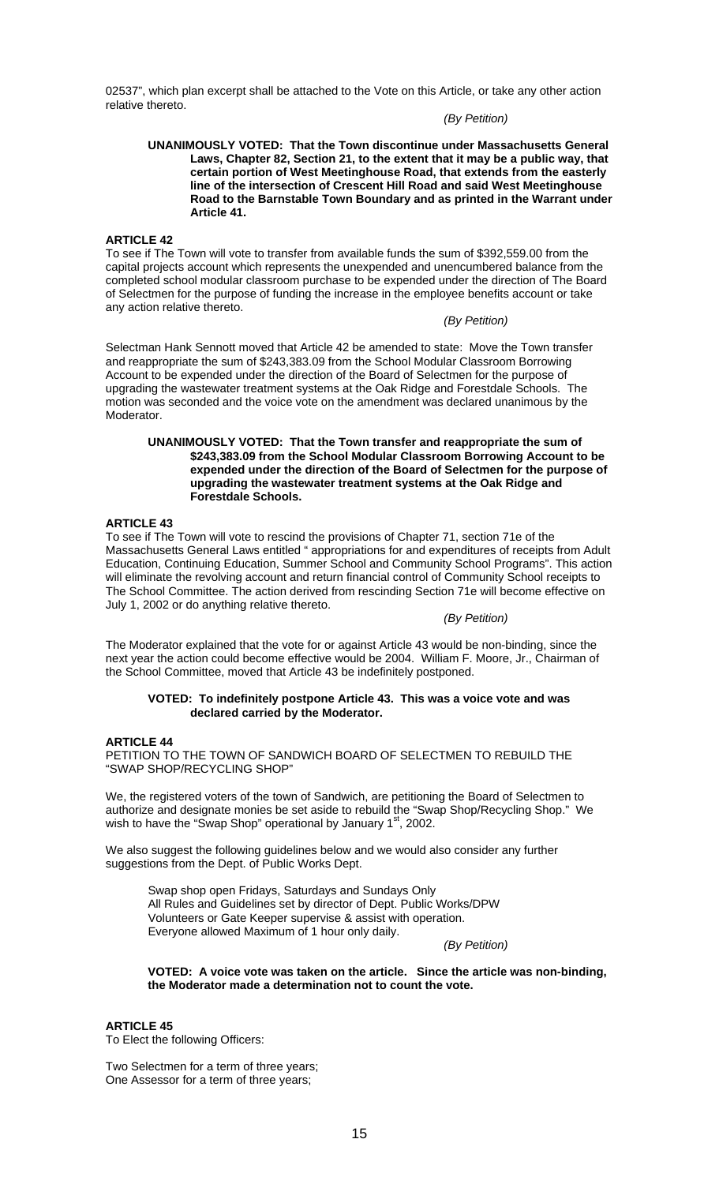02537", which plan excerpt shall be attached to the Vote on this Article, or take any other action relative thereto.

*(By Petition)*

**UNANIMOUSLY VOTED: That the Town discontinue under Massachusetts General Laws, Chapter 82, Section 21, to the extent that it may be a public way, that certain portion of West Meetinghouse Road, that extends from the easterly line of the intersection of Crescent Hill Road and said West Meetinghouse Road to the Barnstable Town Boundary and as printed in the Warrant under Article 41.**

**ARTICLE 42**

To see if The Town will vote to transfer from available funds the sum of $392,559.00 from the capital projects account which represents the unexpended and unencumbered balance from the completed school modular classroom purchase to be expended under the direction of The Board of Selectmen for the purpose of funding the increase in the employee benefits account or take any action relative thereto.

*(By Petition)*

Selectman Hank Sennott moved that Article 42 be amended to state: Move the Town transfer and reappropriate the sum of $243,383.09 from the School Modular Classroom Borrowing Account to be expended under the direction of the Board of Selectmen for the purpose of upgrading the wastewater treatment systems at the Oak Ridge and Forestdale Schools. The motion was seconded and the voice vote on the amendment was declared unanimous by the Moderator.

**UNANIMOUSLY VOTED: That the Town transfer and reappropriate the sum of $243,383.09 from the School Modular Classroom Borrowing Account to be expended under the direction of the Board of Selectmen for the purpose of upgrading the wastewater treatment systems at the Oak Ridge and Forestdale Schools.**

**ARTICLE 43**

To see if The Town will vote to rescind the provisions of Chapter 71, section 71e of the Massachusetts General Laws entitled " appropriations for and expenditures of receipts from Adult Education, Continuing Education, Summer School and Community School Programs". This action will eliminate the revolving account and return financial control of Community School receipts to The School Committee. The action derived from rescinding Section 71e will become effective on July 1, 2002 or do anything relative thereto.

*(By Petition)*

The Moderator explained that the vote for or against Article 43 would be non-binding, since the next year the action could become effective would be 2004. William F. Moore, Jr., Chairman of the School Committee, moved that Article 43 be indefinitely postponed.

**VOTED: To indefinitely postpone Article 43. This was a voice vote and was declared carried by the Moderator.**

**ARTICLE 44**

PETITION TO THE TOWN OF SANDWICH BOARD OF SELECTMEN TO REBUILD THE "SWAP SHOP/RECYCLING SHOP"

We, the registered voters of the town of Sandwich, are petitioning the Board of Selectmen to authorize and designate monies be set aside to rebuild the "Swap Shop/Recycling Shop." We wish to have the "Swap Shop" operational by January 1st, 2002.

We also suggest the following guidelines below and we would also consider any further suggestions from the Dept. of Public Works Dept.

Swap shop open Fridays, Saturdays and Sundays Only
All Rules and Guidelines set by director of Dept. Public Works/DPW
Volunteers or Gate Keeper supervise & assist with operation.
Everyone allowed Maximum of 1 hour only daily.

*(By Petition)*

**VOTED: A voice vote was taken on the article. Since the article was non-binding, the Moderator made a determination not to count the vote.**

**ARTICLE 45**

To Elect the following Officers:

Two Selectmen for a term of three years;
One Assessor for a term of three years;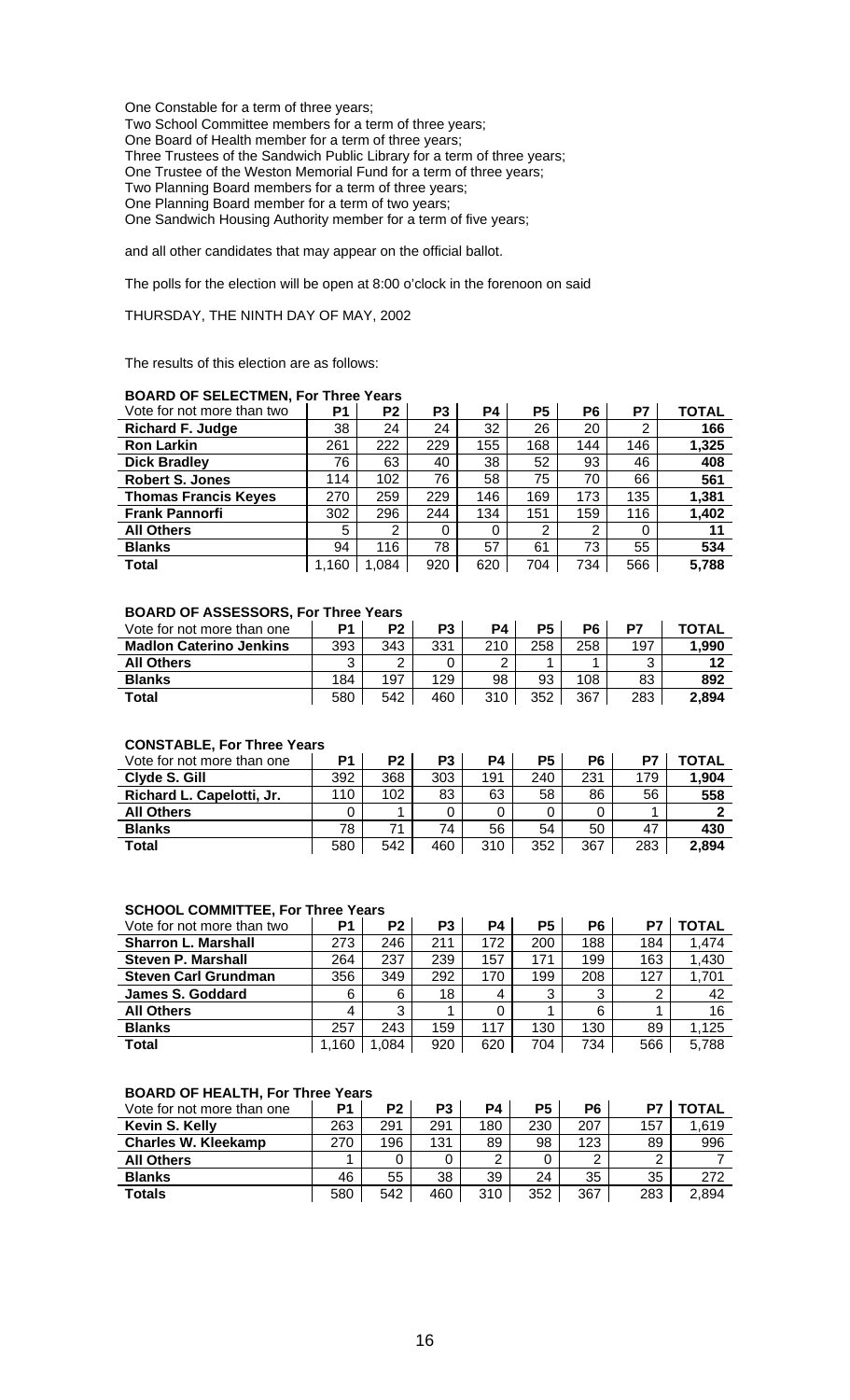One Constable for a term of three years;
Two School Committee members for a term of three years;
One Board of Health member for a term of three years;
Three Trustees of the Sandwich Public Library for a term of three years;
One Trustee of the Weston Memorial Fund for a term of three years;
Two Planning Board members for a term of three years;
One Planning Board member for a term of two years;
One Sandwich Housing Authority member for a term of five years;

and all other candidates that may appear on the official ballot.

The polls for the election will be open at 8:00 o'clock in the forenoon on said

THURSDAY, THE NINTH DAY OF MAY, 2002

The results of this election are as follows:

**BOARD OF SELECTMEN, For Three Years**

| Vote for not more than two | P1 | P2 | P3 | P4 | P5 | P6 | P7 | TOTAL |
|---|---|---|---|---|---|---|---|---|
| **Richard F. Judge** | 38 | 24 | 24 | 32 | 26 | 20 | 2 | **166** |
| **Ron Larkin** | 261 | 222 | 229 | 155 | 168 | 144 | 146 | **1,325** |
| **Dick Bradley** | 76 | 63 | 40 | 38 | 52 | 93 | 46 | **408** |
| **Robert S. Jones** | 114 | 102 | 76 | 58 | 75 | 70 | 66 | **561** |
| **Thomas Francis Keyes** | 270 | 259 | 229 | 146 | 169 | 173 | 135 | **1,381** |
| **Frank Pannorfi** | 302 | 296 | 244 | 134 | 151 | 159 | 116 | **1,402** |
| **All Others** | 5 | 2 | 0 | 0 | 2 | 2 | 0 | **11** |
| **Blanks** | 94 | 116 | 78 | 57 | 61 | 73 | 55 | **534** |
| **Total** | 1,160 | 1,084 | 920 | 620 | 704 | 734 | 566 | **5,788** |

**BOARD OF ASSESSORS, For Three Years**

| Vote for not more than one | P1 | P2 | P3 | P4 | P5 | P6 | P7 | TOTAL |
|---|---|---|---|---|---|---|---|---|
| **Madlon Caterino Jenkins** | 393 | 343 | 331 | 210 | 258 | 258 | 197 | **1,990** |
| **All Others** | 3 | 2 | 0 | 2 | 1 | 1 | 3 | **12** |
| **Blanks** | 184 | 197 | 129 | 98 | 93 | 108 | 83 | **892** |
| **Total** | 580 | 542 | 460 | 310 | 352 | 367 | 283 | **2,894** |

**CONSTABLE, For Three Years**

| Vote for not more than one | P1 | P2 | P3 | P4 | P5 | P6 | P7 | TOTAL |
|---|---|---|---|---|---|---|---|---|
| **Clyde S. Gill** | 392 | 368 | 303 | 191 | 240 | 231 | 179 | **1,904** |
| **Richard L. Capelotti, Jr.** | 110 | 102 | 83 | 63 | 58 | 86 | 56 | **558** |
| **All Others** | 0 | 1 | 0 | 0 | 0 | 0 | 1 | **2** |
| **Blanks** | 78 | 71 | 74 | 56 | 54 | 50 | 47 | **430** |
| **Total** | 580 | 542 | 460 | 310 | 352 | 367 | 283 | **2,894** |

**SCHOOL COMMITTEE, For Three Years**

| Vote for not more than two | P1 | P2 | P3 | P4 | P5 | P6 | P7 | TOTAL |
|---|---|---|---|---|---|---|---|---|
| **Sharron L. Marshall** | 273 | 246 | 211 | 172 | 200 | 188 | 184 | 1,474 |
| **Steven P. Marshall** | 264 | 237 | 239 | 157 | 171 | 199 | 163 | 1,430 |
| **Steven Carl Grundman** | 356 | 349 | 292 | 170 | 199 | 208 | 127 | 1,701 |
| **James S. Goddard** | 6 | 6 | 18 | 4 | 3 | 3 | 2 | 42 |
| **All Others** | 4 | 3 | 1 | 0 | 1 | 6 | 1 | 16 |
| **Blanks** | 257 | 243 | 159 | 117 | 130 | 130 | 89 | 1,125 |
| **Total** | 1,160 | 1,084 | 920 | 620 | 704 | 734 | 566 | 5,788 |

**BOARD OF HEALTH, For Three Years**

| Vote for not more than one | P1 | P2 | P3 | P4 | P5 | P6 | P7 | TOTAL |
|---|---|---|---|---|---|---|---|---|
| **Kevin S. Kelly** | 263 | 291 | 291 | 180 | 230 | 207 | 157 | 1,619 |
| **Charles W. Kleekamp** | 270 | 196 | 131 | 89 | 98 | 123 | 89 | 996 |
| **All Others** | 1 | 0 | 0 | 2 | 0 | 2 | 2 | 7 |
| **Blanks** | 46 | 55 | 38 | 39 | 24 | 35 | 35 | 272 |
| **Totals** | 580 | 542 | 460 | 310 | 352 | 367 | 283 | 2,894 |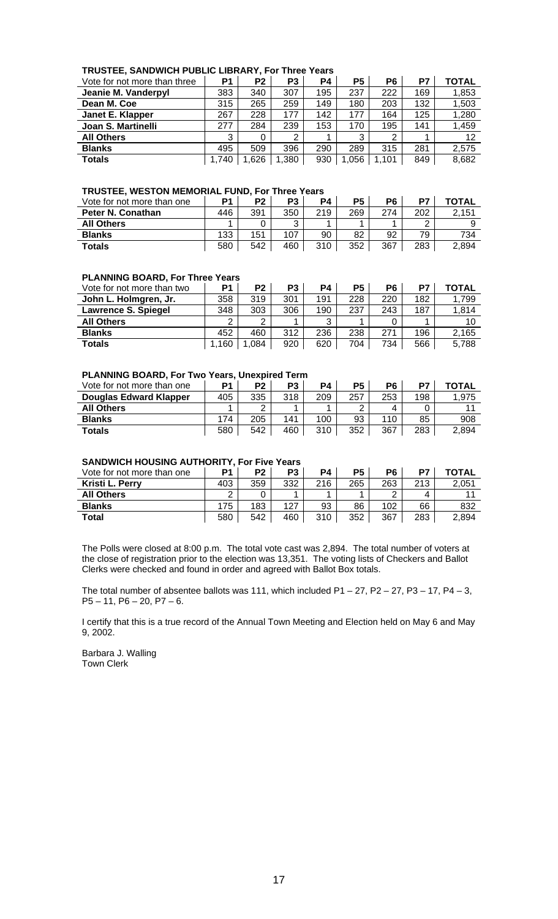**TRUSTEE, SANDWICH PUBLIC LIBRARY, For Three Years**

| Vote for not more than three | P1 | P2 | P3 | P4 | P5 | P6 | P7 | TOTAL |
|---|---|---|---|---|---|---|---|---|
| **Jeanie M. Vanderpyl** | 383 | 340 | 307 | 195 | 237 | 222 | 169 | 1,853 |
| **Dean M. Coe** | 315 | 265 | 259 | 149 | 180 | 203 | 132 | 1,503 |
| **Janet E. Klapper** | 267 | 228 | 177 | 142 | 177 | 164 | 125 | 1,280 |
| **Joan S. Martinelli** | 277 | 284 | 239 | 153 | 170 | 195 | 141 | 1,459 |
| **All Others** | 3 | 0 | 2 | 1 | 3 | 2 | 1 | 12 |
| **Blanks** | 495 | 509 | 396 | 290 | 289 | 315 | 281 | 2,575 |
| **Totals** | 1,740 | 1,626 | 1,380 | 930 | 1,056 | 1,101 | 849 | 8,682 |

**TRUSTEE, WESTON MEMORIAL FUND, For Three Years**

| Vote for not more than one | P1 | P2 | P3 | P4 | P5 | P6 | P7 | TOTAL |
|---|---|---|---|---|---|---|---|---|
| **Peter N. Conathan** | 446 | 391 | 350 | 219 | 269 | 274 | 202 | 2,151 |
| **All Others** | 1 | 0 | 3 | 1 | 1 | 1 | 2 | 9 |
| **Blanks** | 133 | 151 | 107 | 90 | 82 | 92 | 79 | 734 |
| **Totals** | 580 | 542 | 460 | 310 | 352 | 367 | 283 | 2,894 |

**PLANNING BOARD, For Three Years**

| Vote for not more than two | P1 | P2 | P3 | P4 | P5 | P6 | P7 | TOTAL |
|---|---|---|---|---|---|---|---|---|
| **John L. Holmgren, Jr.** | 358 | 319 | 301 | 191 | 228 | 220 | 182 | 1,799 |
| **Lawrence S. Spiegel** | 348 | 303 | 306 | 190 | 237 | 243 | 187 | 1,814 |
| **All Others** | 2 | 2 | 1 | 3 | 1 | 0 | 1 | 10 |
| **Blanks** | 452 | 460 | 312 | 236 | 238 | 271 | 196 | 2,165 |
| **Totals** | 1,160 | 1,084 | 920 | 620 | 704 | 734 | 566 | 5,788 |

**PLANNING BOARD, For Two Years, Unexpired Term**

| Vote for not more than one | P1 | P2 | P3 | P4 | P5 | P6 | P7 | TOTAL |
|---|---|---|---|---|---|---|---|---|
| **Douglas Edward Klapper** | 405 | 335 | 318 | 209 | 257 | 253 | 198 | 1,975 |
| **All Others** | 1 | 2 | 1 | 1 | 2 | 4 | 0 | 11 |
| **Blanks** | 174 | 205 | 141 | 100 | 93 | 110 | 85 | 908 |
| **Totals** | 580 | 542 | 460 | 310 | 352 | 367 | 283 | 2,894 |

**SANDWICH HOUSING AUTHORITY, For Five Years**

| Vote for not more than one | P1 | P2 | P3 | P4 | P5 | P6 | P7 | TOTAL |
|---|---|---|---|---|---|---|---|---|
| **Kristi L. Perry** | 403 | 359 | 332 | 216 | 265 | 263 | 213 | 2,051 |
| **All Others** | 2 | 0 | 1 | 1 | 1 | 2 | 4 | 11 |
| **Blanks** | 175 | 183 | 127 | 93 | 86 | 102 | 66 | 832 |
| **Total** | 580 | 542 | 460 | 310 | 352 | 367 | 283 | 2,894 |

The Polls were closed at 8:00 p.m. The total vote cast was 2,894. The total number of voters at the close of registration prior to the election was 13,351. The voting lists of Checkers and Ballot Clerks were checked and found in order and agreed with Ballot Box totals.

The total number of absentee ballots was 111, which included P1 – 27, P2 – 27, P3 – 17, P4 – 3, P5 – 11, P6 – 20, P7 – 6.

I certify that this is a true record of the Annual Town Meeting and Election held on May 6 and May 9, 2002.

Barbara J. Walling
Town Clerk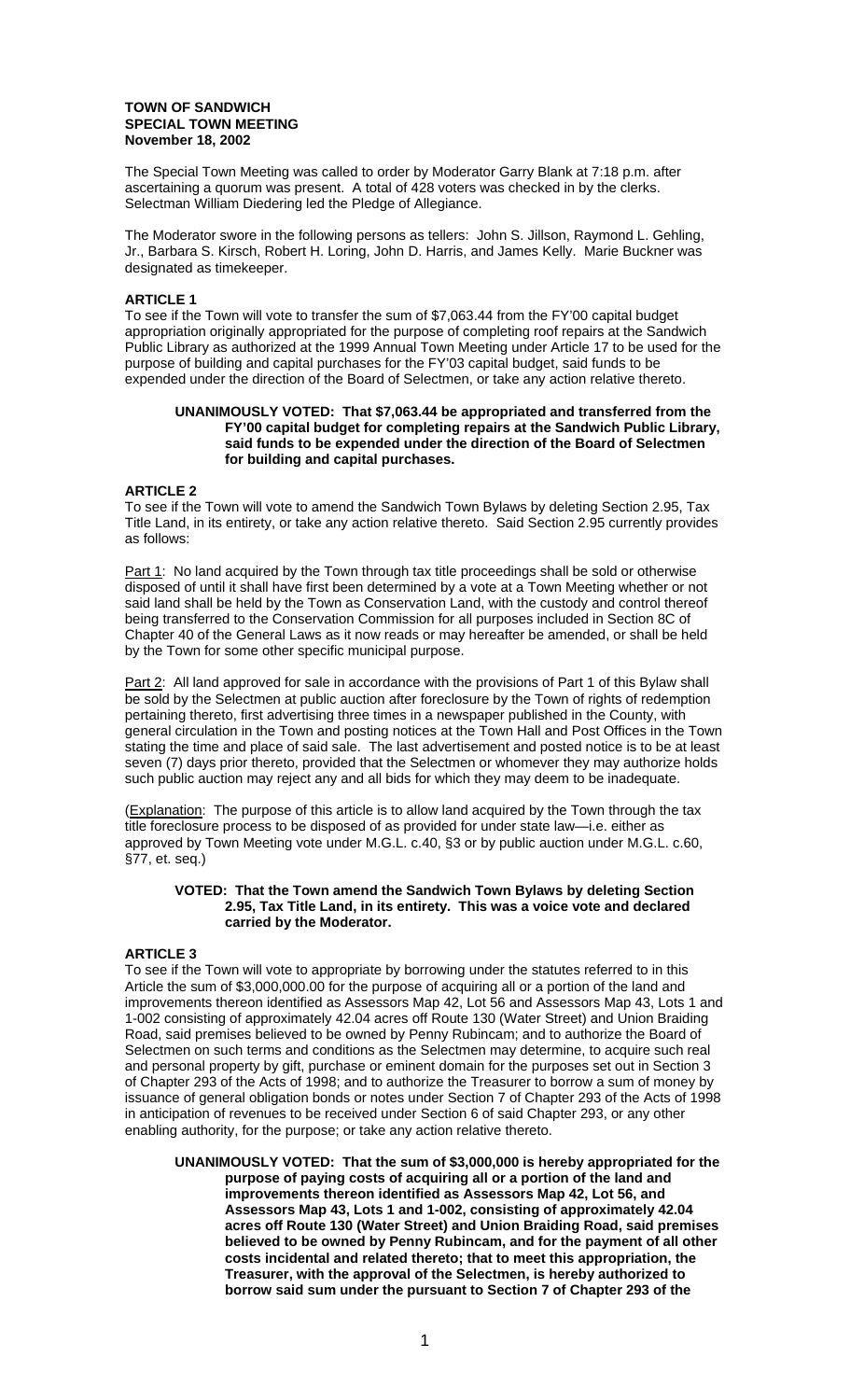**TOWN OF SANDWICH**
**SPECIAL TOWN MEETING**
**November 18, 2002**

The Special Town Meeting was called to order by Moderator Garry Blank at 7:18 p.m. after ascertaining a quorum was present. A total of 428 voters was checked in by the clerks. Selectman William Diedering led the Pledge of Allegiance.

The Moderator swore in the following persons as tellers: John S. Jillson, Raymond L. Gehling, Jr., Barbara S. Kirsch, Robert H. Loring, John D. Harris, and James Kelly. Marie Buckner was designated as timekeeper.

**ARTICLE 1**

To see if the Town will vote to transfer the sum of $7,063.44 from the FY'00 capital budget appropriation originally appropriated for the purpose of completing roof repairs at the Sandwich Public Library as authorized at the 1999 Annual Town Meeting under Article 17 to be used for the purpose of building and capital purchases for the FY'03 capital budget, said funds to be expended under the direction of the Board of Selectmen, or take any action relative thereto.

> **UNANIMOUSLY VOTED: That $7,063.44 be appropriated and transferred from the FY'00 capital budget for completing repairs at the Sandwich Public Library, said funds to be expended under the direction of the Board of Selectmen for building and capital purchases.**

**ARTICLE 2**

To see if the Town will vote to amend the Sandwich Town Bylaws by deleting Section 2.95, Tax Title Land, in its entirety, or take any action relative thereto. Said Section 2.95 currently provides as follows:

Part 1: No land acquired by the Town through tax title proceedings shall be sold or otherwise disposed of until it shall have first been determined by a vote at a Town Meeting whether or not said land shall be held by the Town as Conservation Land, with the custody and control thereof being transferred to the Conservation Commission for all purposes included in Section 8C of Chapter 40 of the General Laws as it now reads or may hereafter be amended, or shall be held by the Town for some other specific municipal purpose.

Part 2: All land approved for sale in accordance with the provisions of Part 1 of this Bylaw shall be sold by the Selectmen at public auction after foreclosure by the Town of rights of redemption pertaining thereto, first advertising three times in a newspaper published in the County, with general circulation in the Town and posting notices at the Town Hall and Post Offices in the Town stating the time and place of said sale. The last advertisement and posted notice is to be at least seven (7) days prior thereto, provided that the Selectmen or whomever they may authorize holds such public auction may reject any and all bids for which they may deem to be inadequate.

(Explanation: The purpose of this article is to allow land acquired by the Town through the tax title foreclosure process to be disposed of as provided for under state law—i.e. either as approved by Town Meeting vote under M.G.L. c.40, §3 or by public auction under M.G.L. c.60, §77, et. seq.)

> **VOTED: That the Town amend the Sandwich Town Bylaws by deleting Section 2.95, Tax Title Land, in its entirety. This was a voice vote and declared carried by the Moderator.**

**ARTICLE 3**

To see if the Town will vote to appropriate by borrowing under the statutes referred to in this Article the sum of $3,000,000.00 for the purpose of acquiring all or a portion of the land and improvements thereon identified as Assessors Map 42, Lot 56 and Assessors Map 43, Lots 1 and 1-002 consisting of approximately 42.04 acres off Route 130 (Water Street) and Union Braiding Road, said premises believed to be owned by Penny Rubincam; and to authorize the Board of Selectmen on such terms and conditions as the Selectmen may determine, to acquire such real and personal property by gift, purchase or eminent domain for the purposes set out in Section 3 of Chapter 293 of the Acts of 1998; and to authorize the Treasurer to borrow a sum of money by issuance of general obligation bonds or notes under Section 7 of Chapter 293 of the Acts of 1998 in anticipation of revenues to be received under Section 6 of said Chapter 293, or any other enabling authority, for the purpose; or take any action relative thereto.

> **UNANIMOUSLY VOTED: That the sum of $3,000,000 is hereby appropriated for the purpose of paying costs of acquiring all or a portion of the land and improvements thereon identified as Assessors Map 42, Lot 56, and Assessors Map 43, Lots 1 and 1-002, consisting of approximately 42.04 acres off Route 130 (Water Street) and Union Braiding Road, said premises believed to be owned by Penny Rubincam, and for the payment of all other costs incidental and related thereto; that to meet this appropriation, the Treasurer, with the approval of the Selectmen, is hereby authorized to borrow said sum under the pursuant to Section 7 of Chapter 293 of the**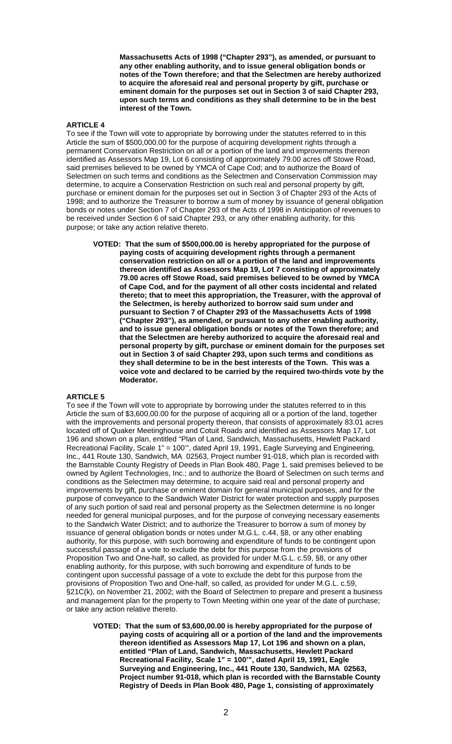**Massachusetts Acts of 1998 ("Chapter 293"), as amended, or pursuant to any other enabling authority, and to issue general obligation bonds or notes of the Town therefore; and that the Selectmen are hereby authorized to acquire the aforesaid real and personal property by gift, purchase or eminent domain for the purposes set out in Section 3 of said Chapter 293, upon such terms and conditions as they shall determine to be in the best interest of the Town.**

**ARTICLE 4**

To see if the Town will vote to appropriate by borrowing under the statutes referred to in this Article the sum of $500,000.00 for the purpose of acquiring development rights through a permanent Conservation Restriction on all or a portion of the land and improvements thereon identified as Assessors Map 19, Lot 6 consisting of approximately 79.00 acres off Stowe Road, said premises believed to be owned by YMCA of Cape Cod; and to authorize the Board of Selectmen on such terms and conditions as the Selectmen and Conservation Commission may determine, to acquire a Conservation Restriction on such real and personal property by gift, purchase or eminent domain for the purposes set out in Section 3 of Chapter 293 of the Acts of 1998; and to authorize the Treasurer to borrow a sum of money by issuance of general obligation bonds or notes under Section 7 of Chapter 293 of the Acts of 1998 in Anticipation of revenues to be received under Section 6 of said Chapter 293, or any other enabling authority, for this purpose; or take any action relative thereto.

**VOTED: That the sum of $500,000.00 is hereby appropriated for the purpose of paying costs of acquiring development rights through a permanent conservation restriction on all or a portion of the land and improvements thereon identified as Assessors Map 19, Lot 7 consisting of approximately 79.00 acres off Stowe Road, said premises believed to be owned by YMCA of Cape Cod, and for the payment of all other costs incidental and related thereto; that to meet this appropriation, the Treasurer, with the approval of the Selectmen, is hereby authorized to borrow said sum under and pursuant to Section 7 of Chapter 293 of the Massachusetts Acts of 1998 ("Chapter 293"), as amended, or pursuant to any other enabling authority, and to issue general obligation bonds or notes of the Town therefore; and that the Selectmen are hereby authorized to acquire the aforesaid real and personal property by gift, purchase or eminent domain for the purposes set out in Section 3 of said Chapter 293, upon such terms and conditions as they shall determine to be in the best interests of the Town. This was a voice vote and declared to be carried by the required two-thirds vote by the Moderator.**

**ARTICLE 5**

To see if the Town will vote to appropriate by borrowing under the statutes referred to in this Article the sum of $3,600,00.00 for the purpose of acquiring all or a portion of the land, together with the improvements and personal property thereon, that consists of approximately 83.01 acres located off of Quaker Meetinghouse and Cotuit Roads and identified as Assessors Map 17, Lot 196 and shown on a plan, entitled "Plan of Land, Sandwich, Massachusetts, Hewlett Packard Recreational Facility, Scale 1" = 100'", dated April 19, 1991, Eagle Surveying and Engineering, Inc., 441 Route 130, Sandwich, MA 02563, Project number 91-018, which plan is recorded with the Barnstable County Registry of Deeds in Plan Book 480, Page 1, said premises believed to be owned by Agilent Technologies, Inc.; and to authorize the Board of Selectmen on such terms and conditions as the Selectmen may determine, to acquire said real and personal property and improvements by gift, purchase or eminent domain for general municipal purposes, and for the purpose of conveyance to the Sandwich Water District for water protection and supply purposes of any such portion of said real and personal property as the Selectmen determine is no longer needed for general municipal purposes, and for the purpose of conveying necessary easements to the Sandwich Water District; and to authorize the Treasurer to borrow a sum of money by issuance of general obligation bonds or notes under M.G.L. c.44, §8, or any other enabling authority, for this purpose, with such borrowing and expenditure of funds to be contingent upon successful passage of a vote to exclude the debt for this purpose from the provisions of Proposition Two and One-half, so called, as provided for under M.G.L. c.59, §8, or any other enabling authority, for this purpose, with such borrowing and expenditure of funds to be contingent upon successful passage of a vote to exclude the debt for this purpose from the provisions of Proposition Two and One-half, so called, as provided for under M.G.L. c.59, §21C(k), on November 21, 2002; with the Board of Selectmen to prepare and present a business and management plan for the property to Town Meeting within one year of the date of purchase; or take any action relative thereto.

**VOTED: That the sum of $3,600,00.00 is hereby appropriated for the purpose of paying costs of acquiring all or a portion of the land and the improvements thereon identified as Assessors Map 17, Lot 196 and shown on a plan, entitled "Plan of Land, Sandwich, Massachusetts, Hewlett Packard Recreational Facility, Scale 1" = 100'", dated April 19, 1991, Eagle Surveying and Engineering, Inc., 441 Route 130, Sandwich, MA 02563, Project number 91-018, which plan is recorded with the Barnstable County Registry of Deeds in Plan Book 480, Page 1, consisting of approximately**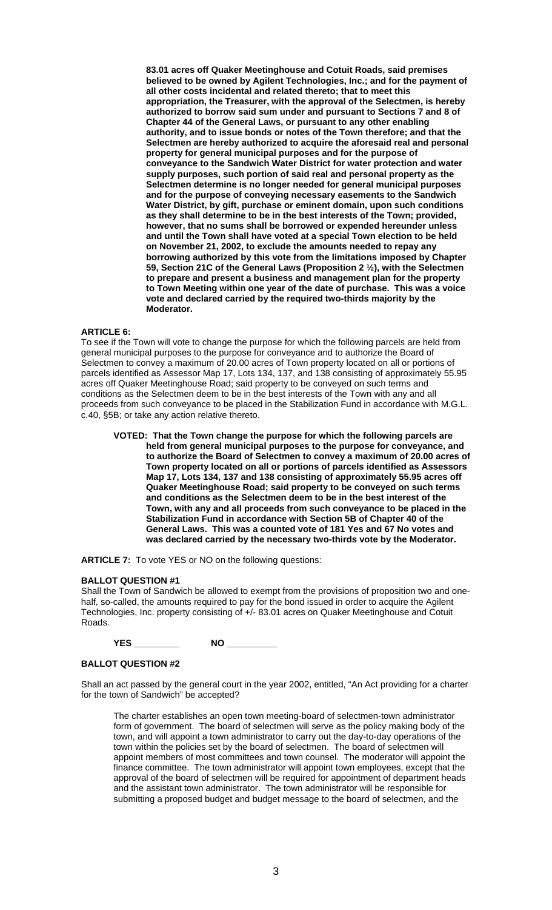**83.01 acres off Quaker Meetinghouse and Cotuit Roads, said premises believed to be owned by Agilent Technologies, Inc.; and for the payment of all other costs incidental and related thereto; that to meet this appropriation, the Treasurer, with the approval of the Selectmen, is hereby authorized to borrow said sum under and pursuant to Sections 7 and 8 of Chapter 44 of the General Laws, or pursuant to any other enabling authority, and to issue bonds or notes of the Town therefore; and that the Selectmen are hereby authorized to acquire the aforesaid real and personal property for general municipal purposes and for the purpose of conveyance to the Sandwich Water District for water protection and water supply purposes, such portion of said real and personal property as the Selectmen determine is no longer needed for general municipal purposes and for the purpose of conveying necessary easements to the Sandwich Water District, by gift, purchase or eminent domain, upon such conditions as they shall determine to be in the best interests of the Town; provided, however, that no sums shall be borrowed or expended hereunder unless and until the Town shall have voted at a special Town election to be held on November 21, 2002, to exclude the amounts needed to repay any borrowing authorized by this vote from the limitations imposed by Chapter 59, Section 21C of the General Laws (Proposition 2 ½), with the Selectmen to prepare and present a business and management plan for the property to Town Meeting within one year of the date of purchase. This was a voice vote and declared carried by the required two-thirds majority by the Moderator.**

**ARTICLE 6:**
To see if the Town will vote to change the purpose for which the following parcels are held from general municipal purposes to the purpose for conveyance and to authorize the Board of Selectmen to convey a maximum of 20.00 acres of Town property located on all or portions of parcels identified as Assessor Map 17, Lots 134, 137, and 138 consisting of approximately 55.95 acres off Quaker Meetinghouse Road; said property to be conveyed on such terms and conditions as the Selectmen deem to be in the best interests of the Town with any and all proceeds from such conveyance to be placed in the Stabilization Fund in accordance with M.G.L. c.40, §5B; or take any action relative thereto.

**VOTED: That the Town change the purpose for which the following parcels are held from general municipal purposes to the purpose for conveyance, and to authorize the Board of Selectmen to convey a maximum of 20.00 acres of Town property located on all or portions of parcels identified as Assessors Map 17, Lots 134, 137 and 138 consisting of approximately 55.95 acres off Quaker Meetinghouse Road; said property to be conveyed on such terms and conditions as the Selectmen deem to be in the best interest of the Town, with any and all proceeds from such conveyance to be placed in the Stabilization Fund in accordance with Section 5B of Chapter 40 of the General Laws. This was a counted vote of 181 Yes and 67 No votes and was declared carried by the necessary two-thirds vote by the Moderator.**

**ARTICLE 7:** To vote YES or NO on the following questions:

**BALLOT QUESTION #1**
Shall the Town of Sandwich be allowed to exempt from the provisions of proposition two and one-half, so-called, the amounts required to pay for the bond issued in order to acquire the Agilent Technologies, Inc. property consisting of +/- 83.01 acres on Quaker Meetinghouse and Cotuit Roads.

**YES \_\_\_\_\_\_\_\_\_** **NO \_\_\_\_\_\_\_\_\_\_**

**BALLOT QUESTION #2**

Shall an act passed by the general court in the year 2002, entitled, "An Act providing for a charter for the town of Sandwich" be accepted?

The charter establishes an open town meeting-board of selectmen-town administrator form of government. The board of selectmen will serve as the policy making body of the town, and will appoint a town administrator to carry out the day-to-day operations of the town within the policies set by the board of selectmen. The board of selectmen will appoint members of most committees and town counsel. The moderator will appoint the finance committee. The town administrator will appoint town employees, except that the approval of the board of selectmen will be required for appointment of department heads and the assistant town administrator. The town administrator will be responsible for submitting a proposed budget and budget message to the board of selectmen, and the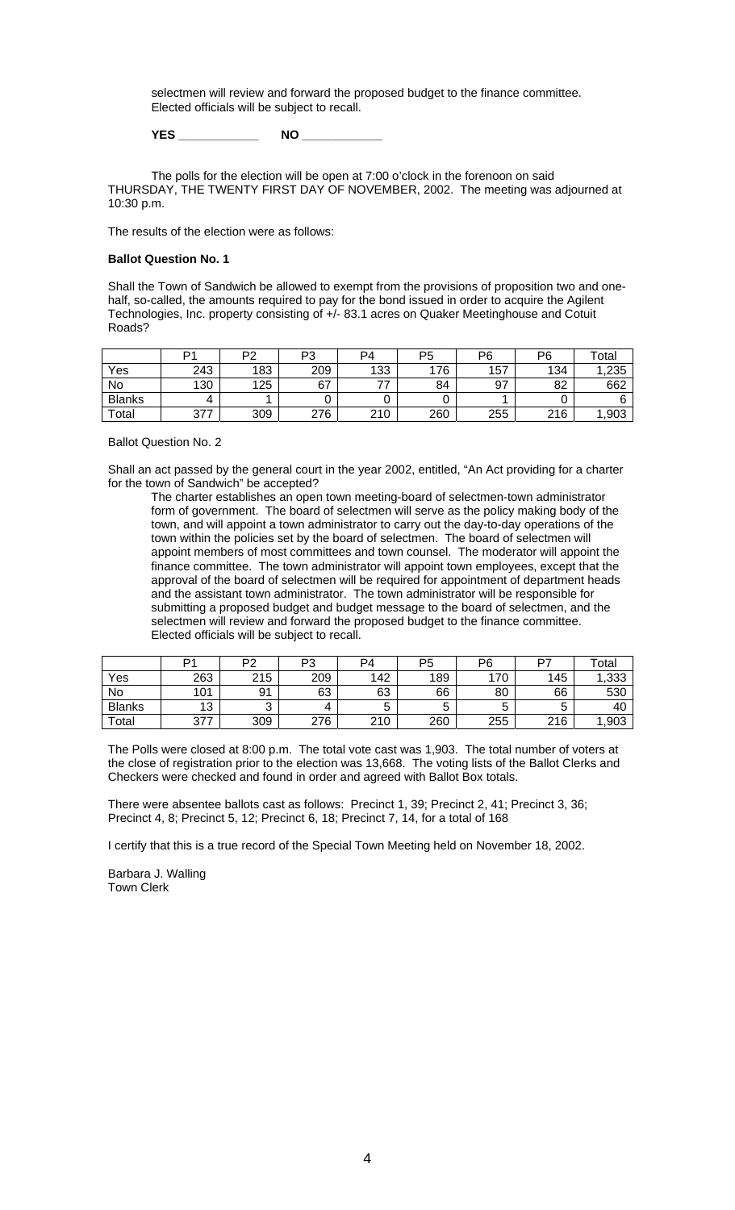selectmen will review and forward the proposed budget to the finance committee. Elected officials will be subject to recall.

**YES ___________ NO ___________**

The polls for the election will be open at 7:00 o'clock in the forenoon on said THURSDAY, THE TWENTY FIRST DAY OF NOVEMBER, 2002. The meeting was adjourned at 10:30 p.m.

The results of the election were as follows:

**Ballot Question No. 1**

Shall the Town of Sandwich be allowed to exempt from the provisions of proposition two and one-half, so-called, the amounts required to pay for the bond issued in order to acquire the Agilent Technologies, Inc. property consisting of +/- 83.1 acres on Quaker Meetinghouse and Cotuit Roads?

| | P1 | P2 | P3 | P4 | P5 | P6 | P6 | Total |
|---|---|---|---|---|---|---|---|---|
| Yes | 243 | 183 | 209 | 133 | 176 | 157 | 134 | 1,235 |
| No | 130 | 125 | 67 | 77 | 84 | 97 | 82 | 662 |
| Blanks | 4 | 1 | 0 | 0 | 0 | 1 | 0 | 6 |
| Total | 377 | 309 | 276 | 210 | 260 | 255 | 216 | 1,903 |

Ballot Question No. 2

Shall an act passed by the general court in the year 2002, entitled, "An Act providing for a charter for the town of Sandwich" be accepted?

The charter establishes an open town meeting-board of selectmen-town administrator form of government. The board of selectmen will serve as the policy making body of the town, and will appoint a town administrator to carry out the day-to-day operations of the town within the policies set by the board of selectmen. The board of selectmen will appoint members of most committees and town counsel. The moderator will appoint the finance committee. The town administrator will appoint town employees, except that the approval of the board of selectmen will be required for appointment of department heads and the assistant town administrator. The town administrator will be responsible for submitting a proposed budget and budget message to the board of selectmen, and the selectmen will review and forward the proposed budget to the finance committee. Elected officials will be subject to recall.

| | P1 | P2 | P3 | P4 | P5 | P6 | P7 | Total |
|---|---|---|---|---|---|---|---|---|
| Yes | 263 | 215 | 209 | 142 | 189 | 170 | 145 | 1,333 |
| No | 101 | 91 | 63 | 63 | 66 | 80 | 66 | 530 |
| Blanks | 13 | 3 | 4 | 5 | 5 | 5 | 5 | 40 |
| Total | 377 | 309 | 276 | 210 | 260 | 255 | 216 | 1,903 |

The Polls were closed at 8:00 p.m. The total vote cast was 1,903. The total number of voters at the close of registration prior to the election was 13,668. The voting lists of the Ballot Clerks and Checkers were checked and found in order and agreed with Ballot Box totals.

There were absentee ballots cast as follows: Precinct 1, 39; Precinct 2, 41; Precinct 3, 36; Precinct 4, 8; Precinct 5, 12; Precinct 6, 18; Precinct 7, 14, for a total of 168

I certify that this is a true record of the Special Town Meeting held on November 18, 2002.

Barbara J. Walling
Town Clerk